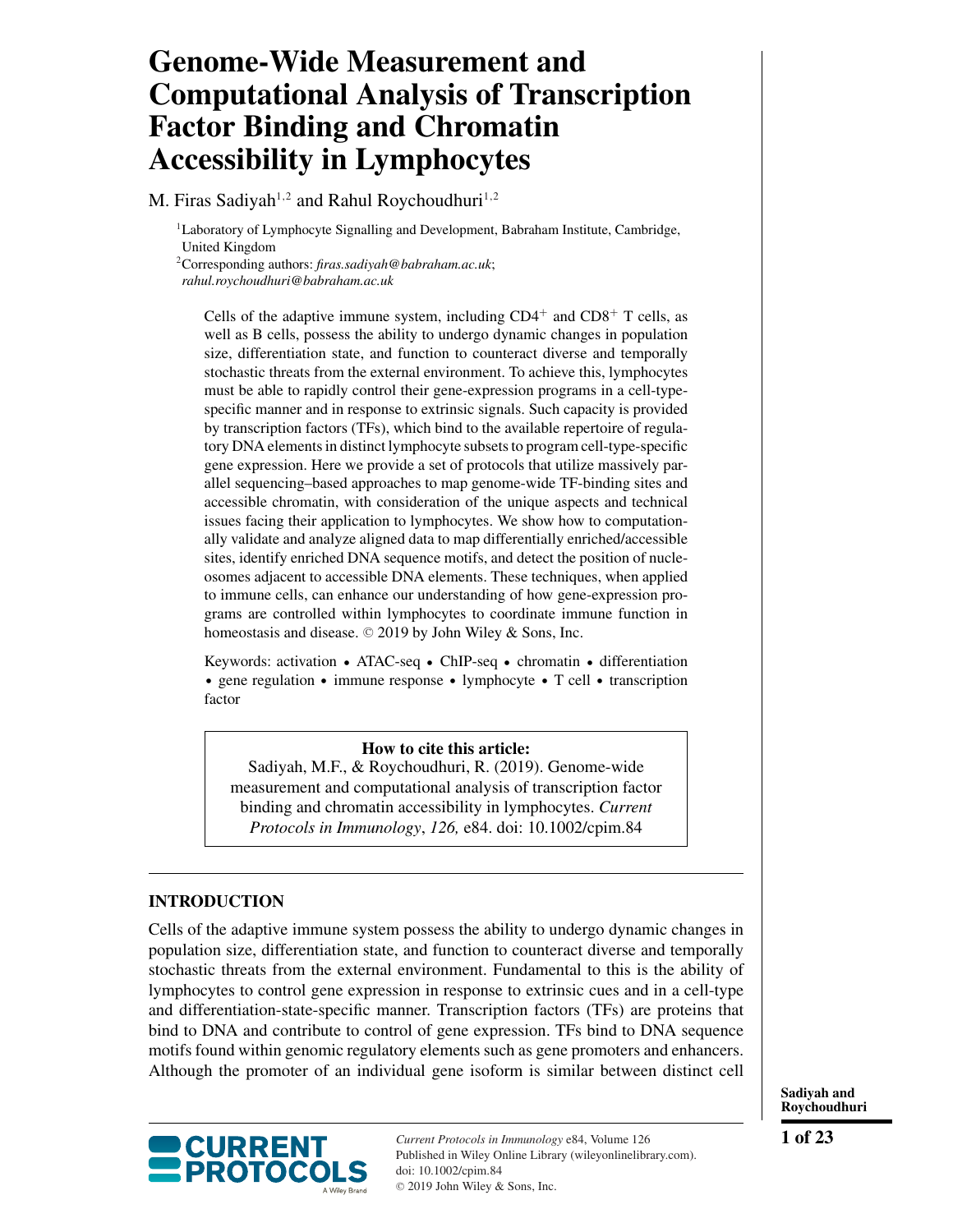# Genome-Wide Measurement and Computational Analysis of Transcription Factor Binding and Chromatin Accessibility in Lymphocytes

M. Firas Sadiyah[1,2] and Rahul Roychoudhuri[1,2]

[1]Laboratory of Lymphocyte Signalling and Development, Babraham Institute, Cambridge, United Kingdom

[2]Corresponding authors: *firas.sadiyah@babraham.ac.uk*; *rahul.roychoudhuri@babraham.ac.uk*

Cells of the adaptive immune system, including $CD4^+$ and $CD8^+$ T cells, as well as B cells, possess the ability to undergo dynamic changes in population size, differentiation state, and function to counteract diverse and temporally stochastic threats from the external environment. To achieve this, lymphocytes must be able to rapidly control their gene-expression programs in a cell-type-specific manner and in response to extrinsic signals. Such capacity is provided by transcription factors (TFs), which bind to the available repertoire of regulatory DNA elements in distinct lymphocyte subsets to program cell-type-specific gene expression. Here we provide a set of protocols that utilize massively parallel sequencing–based approaches to map genome-wide TF-binding sites and accessible chromatin, with consideration of the unique aspects and technical issues facing their application to lymphocytes. We show how to computationally validate and analyze aligned data to map differentially enriched/accessible sites, identify enriched DNA sequence motifs, and detect the position of nucleosomes adjacent to accessible DNA elements. These techniques, when applied to immune cells, can enhance our understanding of how gene-expression programs are controlled within lymphocytes to coordinate immune function in homeostasis and disease. © 2019 by John Wiley & Sons, Inc.

Keywords: activation • ATAC-seq • ChIP-seq • chromatin • differentiation • gene regulation • immune response • lymphocyte • T cell • transcription factor

**How to cite this article:**
Sadiyah, M.F., & Roychoudhuri, R. (2019). Genome-wide measurement and computational analysis of transcription factor binding and chromatin accessibility in lymphocytes. *Current Protocols in Immunology*, *126,* e84. doi: 10.1002/cpim.84

## INTRODUCTION

Cells of the adaptive immune system possess the ability to undergo dynamic changes in population size, differentiation state, and function to counteract diverse and temporally stochastic threats from the external environment. Fundamental to this is the ability of lymphocytes to control gene expression in response to extrinsic cues and in a cell-type and differentiation-state-specific manner. Transcription factors (TFs) are proteins that bind to DNA and contribute to control of gene expression. TFs bind to DNA sequence motifs found within genomic regulatory elements such as gene promoters and enhancers. Although the promoter of an individual gene isoform is similar between distinct cell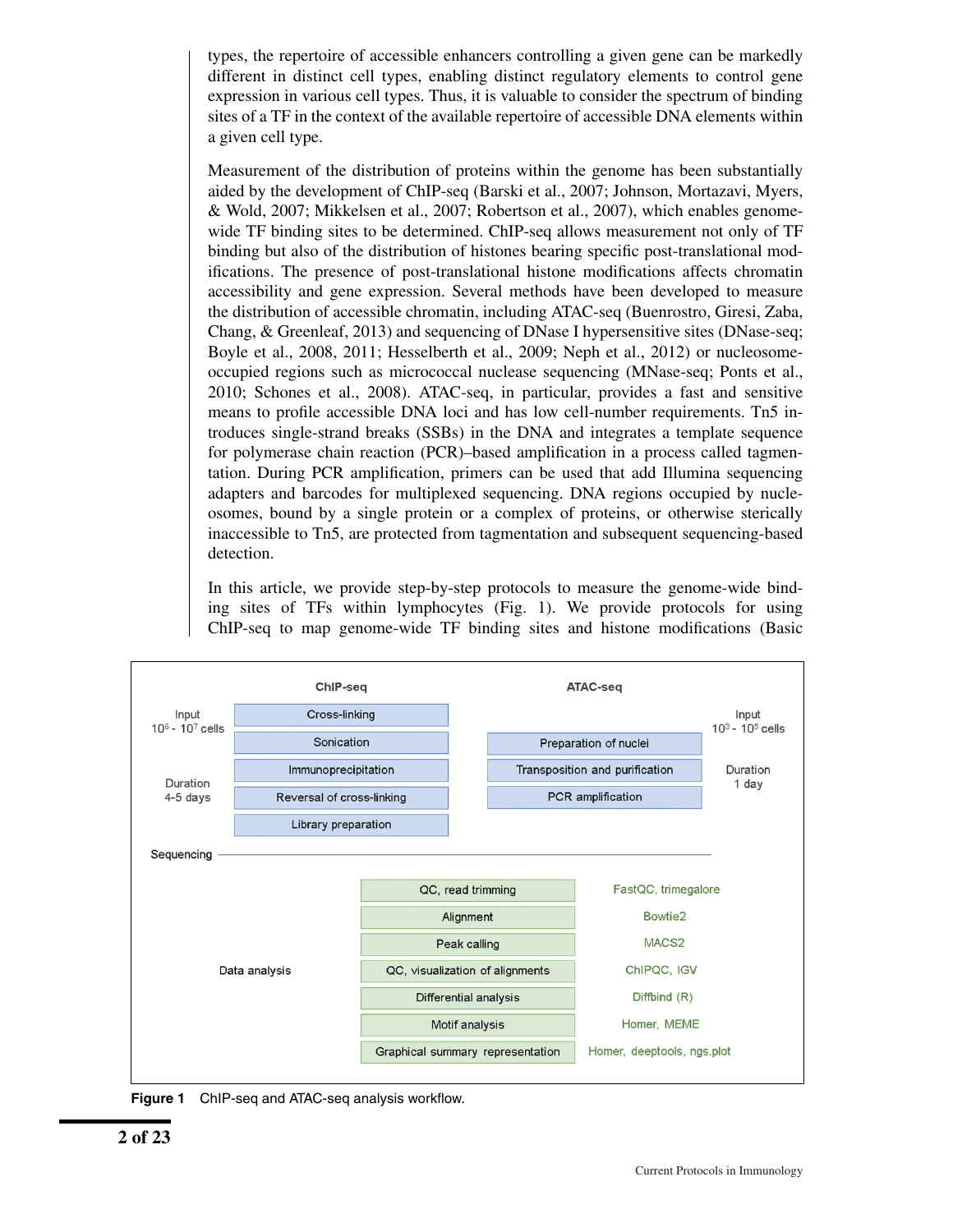types, the repertoire of accessible enhancers controlling a given gene can be markedly different in distinct cell types, enabling distinct regulatory elements to control gene expression in various cell types. Thus, it is valuable to consider the spectrum of binding sites of a TF in the context of the available repertoire of accessible DNA elements within a given cell type.

Measurement of the distribution of proteins within the genome has been substantially aided by the development of ChIP-seq (Barski et al., 2007; Johnson, Mortazavi, Myers, & Wold, 2007; Mikkelsen et al., 2007; Robertson et al., 2007), which enables genome-wide TF binding sites to be determined. ChIP-seq allows measurement not only of TF binding but also of the distribution of histones bearing specific post-translational modifications. The presence of post-translational histone modifications affects chromatin accessibility and gene expression. Several methods have been developed to measure the distribution of accessible chromatin, including ATAC-seq (Buenrostro, Giresi, Zaba, Chang, & Greenleaf, 2013) and sequencing of DNase I hypersensitive sites (DNase-seq; Boyle et al., 2008, 2011; Hesselberth et al., 2009; Neph et al., 2012) or nucleosome-occupied regions such as micrococcal nuclease sequencing (MNase-seq; Ponts et al., 2010; Schones et al., 2008). ATAC-seq, in particular, provides a fast and sensitive means to profile accessible DNA loci and has low cell-number requirements. Tn5 introduces single-strand breaks (SSBs) in the DNA and integrates a template sequence for polymerase chain reaction (PCR)–based amplification in a process called tagmentation. During PCR amplification, primers can be used that add Illumina sequencing adapters and barcodes for multiplexed sequencing. DNA regions occupied by nucleosomes, bound by a single protein or a complex of proteins, or otherwise sterically inaccessible to Tn5, are protected from tagmentation and subsequent sequencing-based detection.

In this article, we provide step-by-step protocols to measure the genome-wide binding sites of TFs within lymphocytes (Fig. 1). We provide protocols for using ChIP-seq to map genome-wide TF binding sites and histone modifications (Basic

| | ChIP-seq | ATAC-seq | |
|---|---|---|---|
| Input $10^6$ - $10^7$ cells | Cross-linking | | Input $10^3$ - $10^5$ cells |
| | Sonication | Preparation of nuclei | |
| Duration 4-5 days | Immunoprecipitation | Transposition and purification | Duration 1 day |
| | Reversal of cross-linking | PCR amplification | |
| | Library preparation | | |

Sequencing

| Data analysis | Tool |
|---|---|
| QC, read trimming | FastQC, trimegalore |
| Alignment | Bowtie2 |
| Peak calling | MACS2 |
| QC, visualization of alignments | ChIPQC, IGV |
| Differential analysis | Diffbind (R) |
| Motif analysis | Homer, MEME |
| Graphical summary representation | Homer, deeptools, ngs.plot |

**Figure 1** ChIP-seq and ATAC-seq analysis workflow.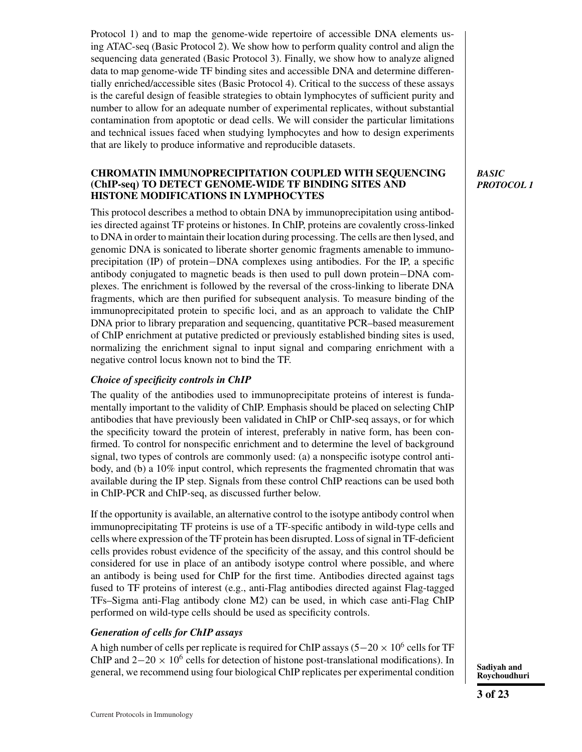Protocol 1) and to map the genome-wide repertoire of accessible DNA elements using ATAC-seq (Basic Protocol 2). We show how to perform quality control and align the sequencing data generated (Basic Protocol 3). Finally, we show how to analyze aligned data to map genome-wide TF binding sites and accessible DNA and determine differentially enriched/accessible sites (Basic Protocol 4). Critical to the success of these assays is the careful design of feasible strategies to obtain lymphocytes of sufficient purity and number to allow for an adequate number of experimental replicates, without substantial contamination from apoptotic or dead cells. We will consider the particular limitations and technical issues faced when studying lymphocytes and how to design experiments that are likely to produce informative and reproducible datasets.

## CHROMATIN IMMUNOPRECIPITATION COUPLED WITH SEQUENCING (ChIP-seq) TO DETECT GENOME-WIDE TF BINDING SITES AND HISTONE MODIFICATIONS IN LYMPHOCYTES

***BASIC PROTOCOL 1***

This protocol describes a method to obtain DNA by immunoprecipitation using antibodies directed against TF proteins or histones. In ChIP, proteins are covalently cross-linked to DNA in order to maintain their location during processing. The cells are then lysed, and genomic DNA is sonicated to liberate shorter genomic fragments amenable to immunoprecipitation (IP) of protein−DNA complexes using antibodies. For the IP, a specific antibody conjugated to magnetic beads is then used to pull down protein−DNA complexes. The enrichment is followed by the reversal of the cross-linking to liberate DNA fragments, which are then purified for subsequent analysis. To measure binding of the immunoprecipitated protein to specific loci, and as an approach to validate the ChIP DNA prior to library preparation and sequencing, quantitative PCR–based measurement of ChIP enrichment at putative predicted or previously established binding sites is used, normalizing the enrichment signal to input signal and comparing enrichment with a negative control locus known not to bind the TF.

### *Choice of specificity controls in ChIP*

The quality of the antibodies used to immunoprecipitate proteins of interest is fundamentally important to the validity of ChIP. Emphasis should be placed on selecting ChIP antibodies that have previously been validated in ChIP or ChIP-seq assays, or for which the specificity toward the protein of interest, preferably in native form, has been confirmed. To control for nonspecific enrichment and to determine the level of background signal, two types of controls are commonly used: (a) a nonspecific isotype control antibody, and (b) a 10% input control, which represents the fragmented chromatin that was available during the IP step. Signals from these control ChIP reactions can be used both in ChIP-PCR and ChIP-seq, as discussed further below.

If the opportunity is available, an alternative control to the isotype antibody control when immunoprecipitating TF proteins is use of a TF-specific antibody in wild-type cells and cells where expression of the TF protein has been disrupted. Loss of signal in TF-deficient cells provides robust evidence of the specificity of the assay, and this control should be considered for use in place of an antibody isotype control where possible, and where an antibody is being used for ChIP for the first time. Antibodies directed against tags fused to TF proteins of interest (e.g., anti-Flag antibodies directed against Flag-tagged TFs–Sigma anti-Flag antibody clone M2) can be used, in which case anti-Flag ChIP performed on wild-type cells should be used as specificity controls.

### *Generation of cells for ChIP assays*

A high number of cells per replicate is required for ChIP assays ($5-20 \times 10^6$ cells for TF ChIP and $2-20 \times 10^6$ cells for detection of histone post-translational modifications). In general, we recommend using four biological ChIP replicates per experimental condition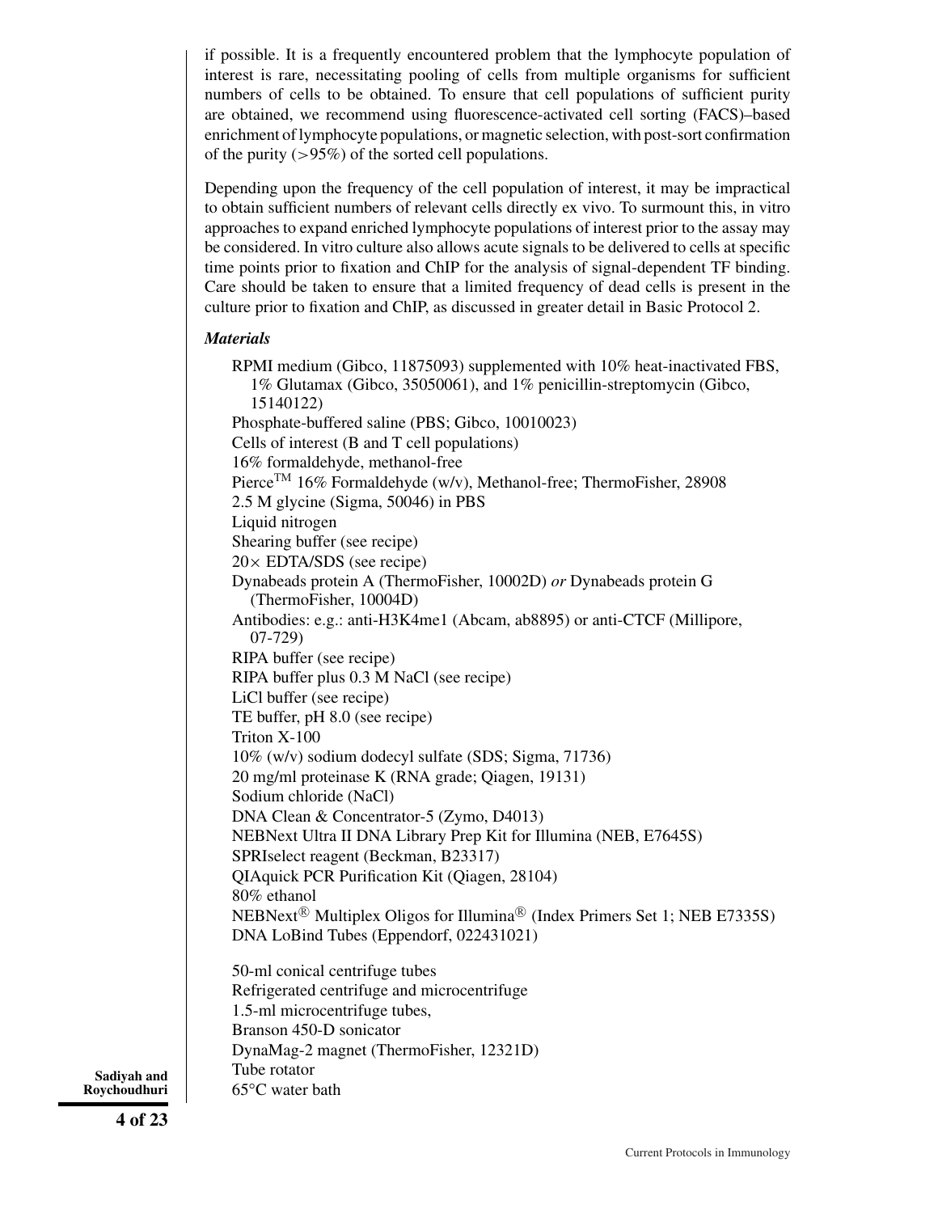if possible. It is a frequently encountered problem that the lymphocyte population of interest is rare, necessitating pooling of cells from multiple organisms for sufficient numbers of cells to be obtained. To ensure that cell populations of sufficient purity are obtained, we recommend using fluorescence-activated cell sorting (FACS)–based enrichment of lymphocyte populations, or magnetic selection, with post-sort confirmation of the purity (>95%) of the sorted cell populations.

Depending upon the frequency of the cell population of interest, it may be impractical to obtain sufficient numbers of relevant cells directly ex vivo. To surmount this, in vitro approaches to expand enriched lymphocyte populations of interest prior to the assay may be considered. In vitro culture also allows acute signals to be delivered to cells at specific time points prior to fixation and ChIP for the analysis of signal-dependent TF binding. Care should be taken to ensure that a limited frequency of dead cells is present in the culture prior to fixation and ChIP, as discussed in greater detail in Basic Protocol 2.

### *Materials*

RPMI medium (Gibco, 11875093) supplemented with 10% heat-inactivated FBS, 1% Glutamax (Gibco, 35050061), and 1% penicillin-streptomycin (Gibco, 15140122)
Phosphate-buffered saline (PBS; Gibco, 10010023)
Cells of interest (B and T cell populations)
16% formaldehyde, methanol-free
Pierce™ 16% Formaldehyde (w/v), Methanol-free; ThermoFisher, 28908
2.5 M glycine (Sigma, 50046) in PBS
Liquid nitrogen
Shearing buffer (see recipe)
20× EDTA/SDS (see recipe)
Dynabeads protein A (ThermoFisher, 10002D) *or* Dynabeads protein G (ThermoFisher, 10004D)
Antibodies: e.g.: anti-H3K4me1 (Abcam, ab8895) or anti-CTCF (Millipore, 07-729)
RIPA buffer (see recipe)
RIPA buffer plus 0.3 M NaCl (see recipe)
LiCl buffer (see recipe)
TE buffer, pH 8.0 (see recipe)
Triton X-100
10% (w/v) sodium dodecyl sulfate (SDS; Sigma, 71736)
20 mg/ml proteinase K (RNA grade; Qiagen, 19131)
Sodium chloride (NaCl)
DNA Clean & Concentrator-5 (Zymo, D4013)
NEBNext Ultra II DNA Library Prep Kit for Illumina (NEB, E7645S)
SPRIselect reagent (Beckman, B23317)
QIAquick PCR Purification Kit (Qiagen, 28104)
80% ethanol
NEBNext® Multiplex Oligos for Illumina® (Index Primers Set 1; NEB E7335S)
DNA LoBind Tubes (Eppendorf, 022431021)

50-ml conical centrifuge tubes
Refrigerated centrifuge and microcentrifuge
1.5-ml microcentrifuge tubes,
Branson 450-D sonicator
DynaMag-2 magnet (ThermoFisher, 12321D)
Tube rotator
65°C water bath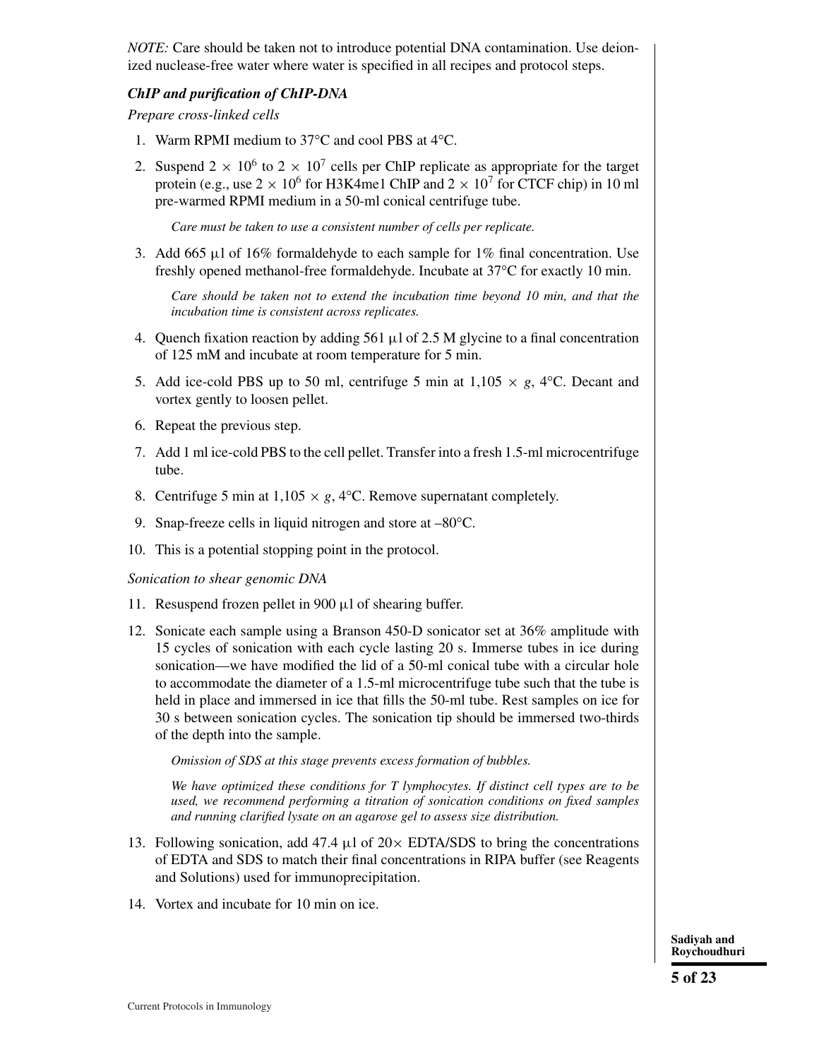*NOTE:* Care should be taken not to introduce potential DNA contamination. Use deionized nuclease-free water where water is specified in all recipes and protocol steps.

### *ChIP and purification of ChIP-DNA*

*Prepare cross-linked cells*

1. Warm RPMI medium to 37°C and cool PBS at 4°C.
2. Suspend $2 \times 10^6$ to $2 \times 10^7$ cells per ChIP replicate as appropriate for the target protein (e.g., use $2 \times 10^6$ for H3K4me1 ChIP and $2 \times 10^7$ for CTCF chip) in 10 ml pre-warmed RPMI medium in a 50-ml conical centrifuge tube.

   *Care must be taken to use a consistent number of cells per replicate.*

3. Add 665 µl of 16% formaldehyde to each sample for 1% final concentration. Use freshly opened methanol-free formaldehyde. Incubate at 37°C for exactly 10 min.

   *Care should be taken not to extend the incubation time beyond 10 min, and that the incubation time is consistent across replicates.*

4. Quench fixation reaction by adding 561 µl of 2.5 M glycine to a final concentration of 125 mM and incubate at room temperature for 5 min.
5. Add ice-cold PBS up to 50 ml, centrifuge 5 min at 1,105 × *g*, 4°C. Decant and vortex gently to loosen pellet.
6. Repeat the previous step.
7. Add 1 ml ice-cold PBS to the cell pellet. Transfer into a fresh 1.5-ml microcentrifuge tube.
8. Centrifuge 5 min at 1,105 × *g*, 4°C. Remove supernatant completely.
9. Snap-freeze cells in liquid nitrogen and store at –80°C.
10. This is a potential stopping point in the protocol.

*Sonication to shear genomic DNA*

11. Resuspend frozen pellet in 900 µl of shearing buffer.
12. Sonicate each sample using a Branson 450-D sonicator set at 36% amplitude with 15 cycles of sonication with each cycle lasting 20 s. Immerse tubes in ice during sonication—we have modified the lid of a 50-ml conical tube with a circular hole to accommodate the diameter of a 1.5-ml microcentrifuge tube such that the tube is held in place and immersed in ice that fills the 50-ml tube. Rest samples on ice for 30 s between sonication cycles. The sonication tip should be immersed two-thirds of the depth into the sample.

    *Omission of SDS at this stage prevents excess formation of bubbles.*

    *We have optimized these conditions for T lymphocytes. If distinct cell types are to be used, we recommend performing a titration of sonication conditions on fixed samples and running clarified lysate on an agarose gel to assess size distribution.*

13. Following sonication, add 47.4 µl of 20× EDTA/SDS to bring the concentrations of EDTA and SDS to match their final concentrations in RIPA buffer (see Reagents and Solutions) used for immunoprecipitation.
14. Vortex and incubate for 10 min on ice.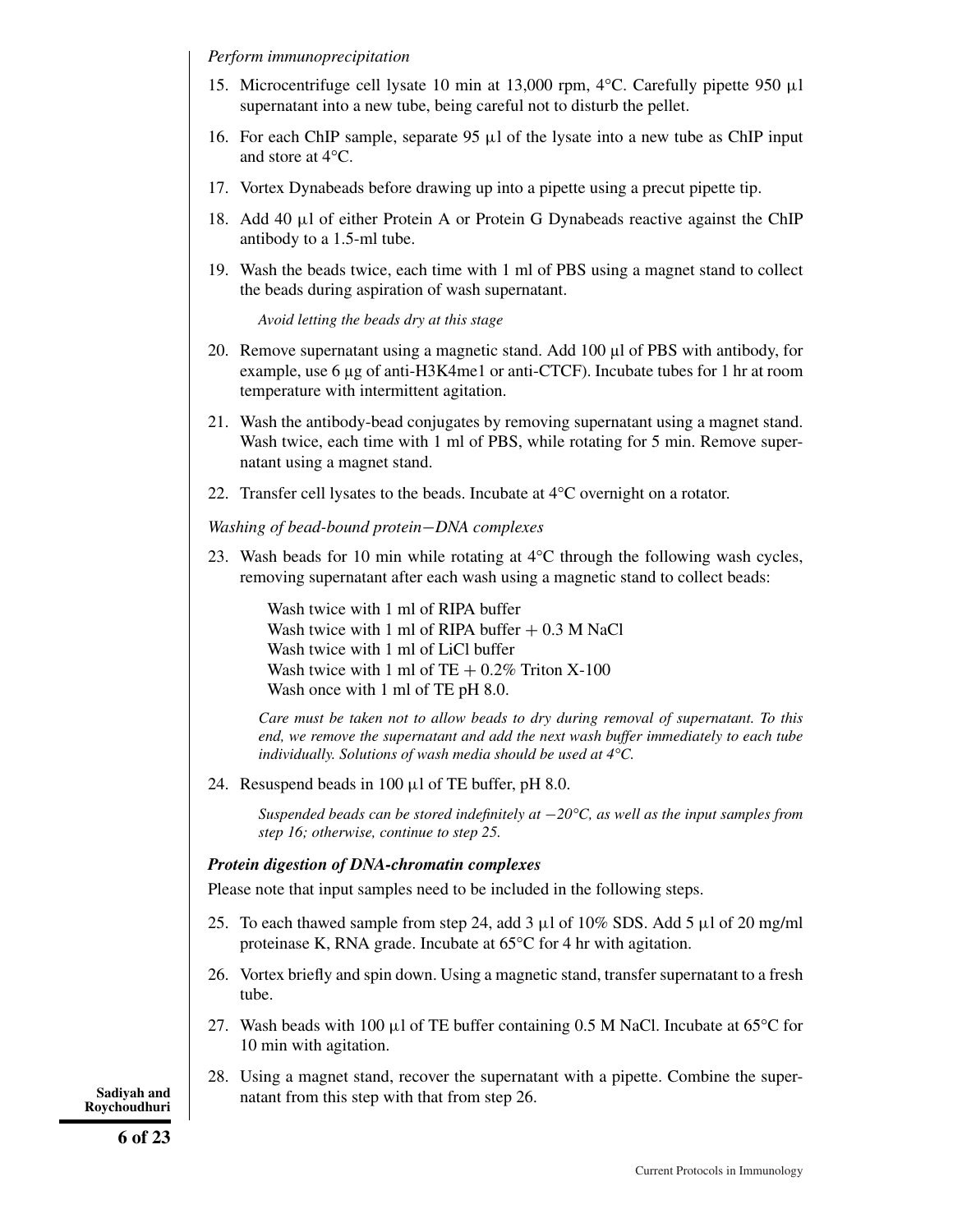*Perform immunoprecipitation*

15. Microcentrifuge cell lysate 10 min at 13,000 rpm, 4°C. Carefully pipette 950 µl supernatant into a new tube, being careful not to disturb the pellet.

16. For each ChIP sample, separate 95 µl of the lysate into a new tube as ChIP input and store at 4°C.

17. Vortex Dynabeads before drawing up into a pipette using a precut pipette tip.

18. Add 40 µl of either Protein A or Protein G Dynabeads reactive against the ChIP antibody to a 1.5-ml tube.

19. Wash the beads twice, each time with 1 ml of PBS using a magnet stand to collect the beads during aspiration of wash supernatant.

    *Avoid letting the beads dry at this stage*

20. Remove supernatant using a magnetic stand. Add 100 µl of PBS with antibody, for example, use 6 µg of anti-H3K4me1 or anti-CTCF). Incubate tubes for 1 hr at room temperature with intermittent agitation.

21. Wash the antibody-bead conjugates by removing supernatant using a magnet stand. Wash twice, each time with 1 ml of PBS, while rotating for 5 min. Remove supernatant using a magnet stand.

22. Transfer cell lysates to the beads. Incubate at 4°C overnight on a rotator.

*Washing of bead-bound protein−DNA complexes*

23. Wash beads for 10 min while rotating at 4°C through the following wash cycles, removing supernatant after each wash using a magnetic stand to collect beads:

    Wash twice with 1 ml of RIPA buffer
    Wash twice with 1 ml of RIPA buffer + 0.3 M NaCl
    Wash twice with 1 ml of LiCl buffer
    Wash twice with 1 ml of TE + 0.2% Triton X-100
    Wash once with 1 ml of TE pH 8.0.

    *Care must be taken not to allow beads to dry during removal of supernatant. To this end, we remove the supernatant and add the next wash buffer immediately to each tube individually. Solutions of wash media should be used at 4°C.*

24. Resuspend beads in 100 µl of TE buffer, pH 8.0.

    *Suspended beads can be stored indefinitely at −20°C, as well as the input samples from step 16; otherwise, continue to step 25.*

***Protein digestion of DNA-chromatin complexes***

Please note that input samples need to be included in the following steps.

25. To each thawed sample from step 24, add 3 µl of 10% SDS. Add 5 µl of 20 mg/ml proteinase K, RNA grade. Incubate at 65°C for 4 hr with agitation.

26. Vortex briefly and spin down. Using a magnetic stand, transfer supernatant to a fresh tube.

27. Wash beads with 100 µl of TE buffer containing 0.5 M NaCl. Incubate at 65°C for 10 min with agitation.

28. Using a magnet stand, recover the supernatant with a pipette. Combine the supernatant from this step with that from step 26.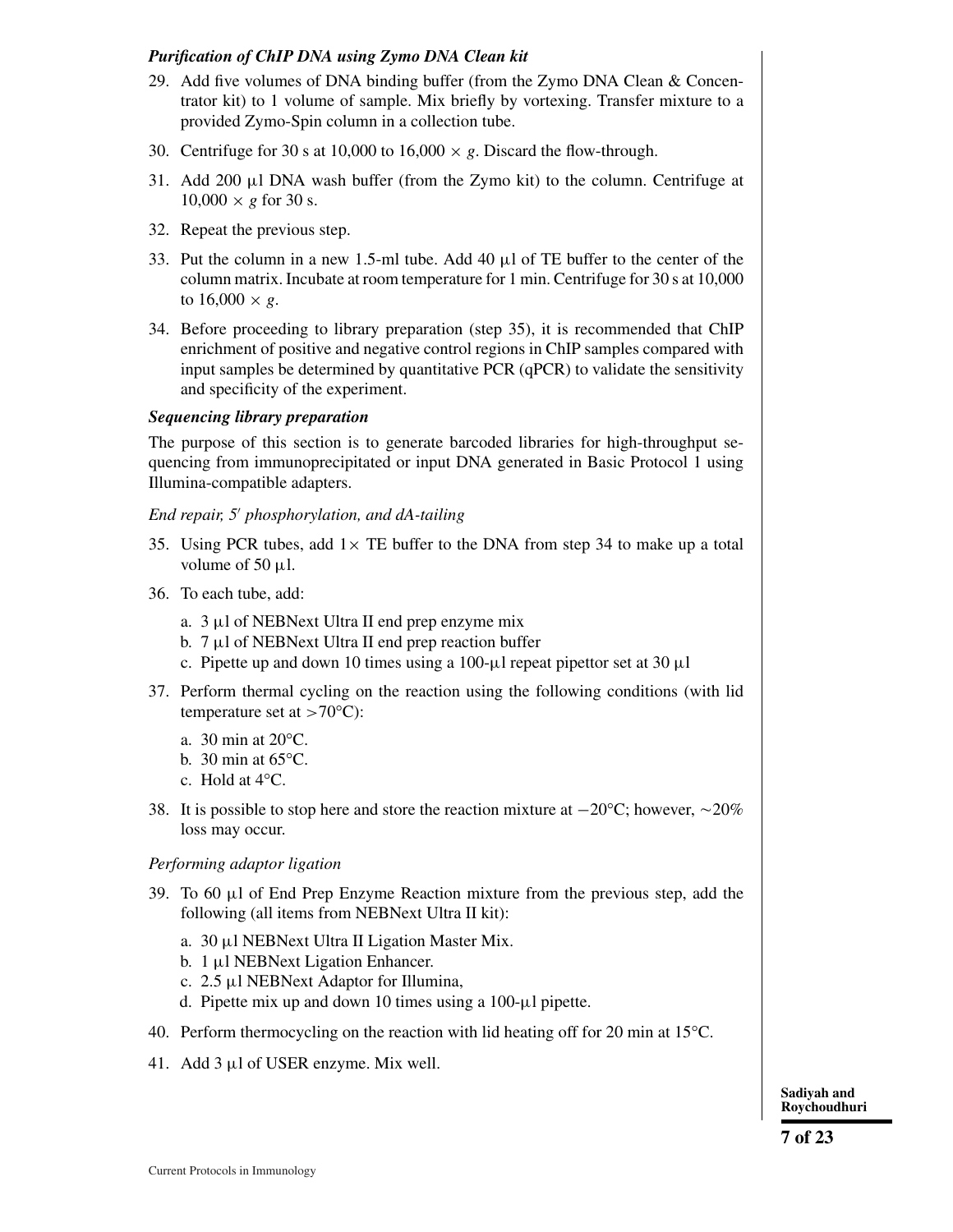***Purification of ChIP DNA using Zymo DNA Clean kit***

29. Add five volumes of DNA binding buffer (from the Zymo DNA Clean & Concentrator kit) to 1 volume of sample. Mix briefly by vortexing. Transfer mixture to a provided Zymo-Spin column in a collection tube.

30. Centrifuge for 30 s at 10,000 to 16,000 × *g*. Discard the flow-through.

31. Add 200 μl DNA wash buffer (from the Zymo kit) to the column. Centrifuge at 10,000 × *g* for 30 s.

32. Repeat the previous step.

33. Put the column in a new 1.5-ml tube. Add 40 μl of TE buffer to the center of the column matrix. Incubate at room temperature for 1 min. Centrifuge for 30 s at 10,000 to 16,000 × *g*.

34. Before proceeding to library preparation (step 35), it is recommended that ChIP enrichment of positive and negative control regions in ChIP samples compared with input samples be determined by quantitative PCR (qPCR) to validate the sensitivity and specificity of the experiment.

***Sequencing library preparation***

The purpose of this section is to generate barcoded libraries for high-throughput sequencing from immunoprecipitated or input DNA generated in Basic Protocol 1 using Illumina-compatible adapters.

*End repair, 5′ phosphorylation, and dA-tailing*

35. Using PCR tubes, add 1× TE buffer to the DNA from step 34 to make up a total volume of 50 μl.

36. To each tube, add:
    a. 3 μl of NEBNext Ultra II end prep enzyme mix
    b. 7 μl of NEBNext Ultra II end prep reaction buffer
    c. Pipette up and down 10 times using a 100-μl repeat pipettor set at 30 μl

37. Perform thermal cycling on the reaction using the following conditions (with lid temperature set at >70°C):
    a. 30 min at 20°C.
    b. 30 min at 65°C.
    c. Hold at 4°C.

38. It is possible to stop here and store the reaction mixture at −20°C; however, ~20% loss may occur.

*Performing adaptor ligation*

39. To 60 μl of End Prep Enzyme Reaction mixture from the previous step, add the following (all items from NEBNext Ultra II kit):
    a. 30 μl NEBNext Ultra II Ligation Master Mix.
    b. 1 μl NEBNext Ligation Enhancer.
    c. 2.5 μl NEBNext Adaptor for Illumina,
    d. Pipette mix up and down 10 times using a 100-μl pipette.

40. Perform thermocycling on the reaction with lid heating off for 20 min at 15°C.

41. Add 3 μl of USER enzyme. Mix well.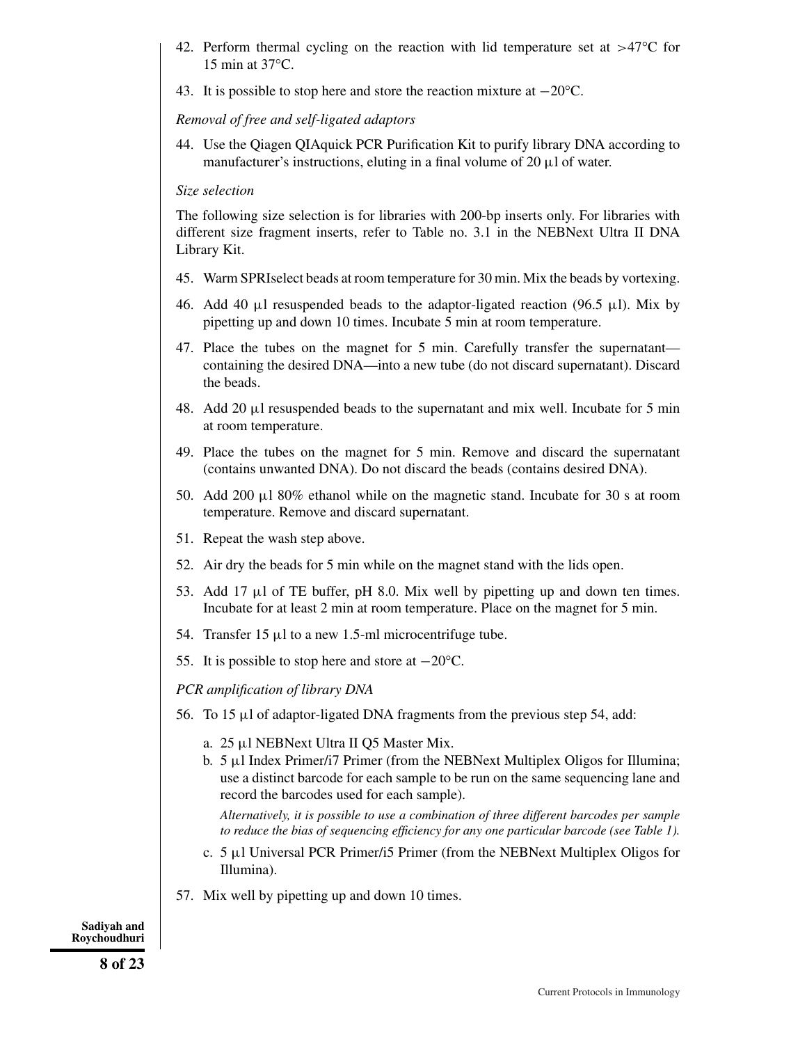42. Perform thermal cycling on the reaction with lid temperature set at >47°C for 15 min at 37°C.

43. It is possible to stop here and store the reaction mixture at −20°C.

*Removal of free and self-ligated adaptors*

44. Use the Qiagen QIAquick PCR Purification Kit to purify library DNA according to manufacturer's instructions, eluting in a final volume of 20 µl of water.

*Size selection*

The following size selection is for libraries with 200-bp inserts only. For libraries with different size fragment inserts, refer to Table no. 3.1 in the NEBNext Ultra II DNA Library Kit.

45. Warm SPRIselect beads at room temperature for 30 min. Mix the beads by vortexing.

46. Add 40 µl resuspended beads to the adaptor-ligated reaction (96.5 µl). Mix by pipetting up and down 10 times. Incubate 5 min at room temperature.

47. Place the tubes on the magnet for 5 min. Carefully transfer the supernatant—containing the desired DNA—into a new tube (do not discard supernatant). Discard the beads.

48. Add 20 µl resuspended beads to the supernatant and mix well. Incubate for 5 min at room temperature.

49. Place the tubes on the magnet for 5 min. Remove and discard the supernatant (contains unwanted DNA). Do not discard the beads (contains desired DNA).

50. Add 200 µl 80% ethanol while on the magnetic stand. Incubate for 30 s at room temperature. Remove and discard supernatant.

51. Repeat the wash step above.

52. Air dry the beads for 5 min while on the magnet stand with the lids open.

53. Add 17 µl of TE buffer, pH 8.0. Mix well by pipetting up and down ten times. Incubate for at least 2 min at room temperature. Place on the magnet for 5 min.

54. Transfer 15 µl to a new 1.5-ml microcentrifuge tube.

55. It is possible to stop here and store at −20°C.

*PCR amplification of library DNA*

56. To 15 µl of adaptor-ligated DNA fragments from the previous step 54, add:

    a. 25 µl NEBNext Ultra II Q5 Master Mix.

    b. 5 µl Index Primer/i7 Primer (from the NEBNext Multiplex Oligos for Illumina; use a distinct barcode for each sample to be run on the same sequencing lane and record the barcodes used for each sample).

    *Alternatively, it is possible to use a combination of three different barcodes per sample to reduce the bias of sequencing efficiency for any one particular barcode (see Table 1).*

    c. 5 µl Universal PCR Primer/i5 Primer (from the NEBNext Multiplex Oligos for Illumina).

57. Mix well by pipetting up and down 10 times.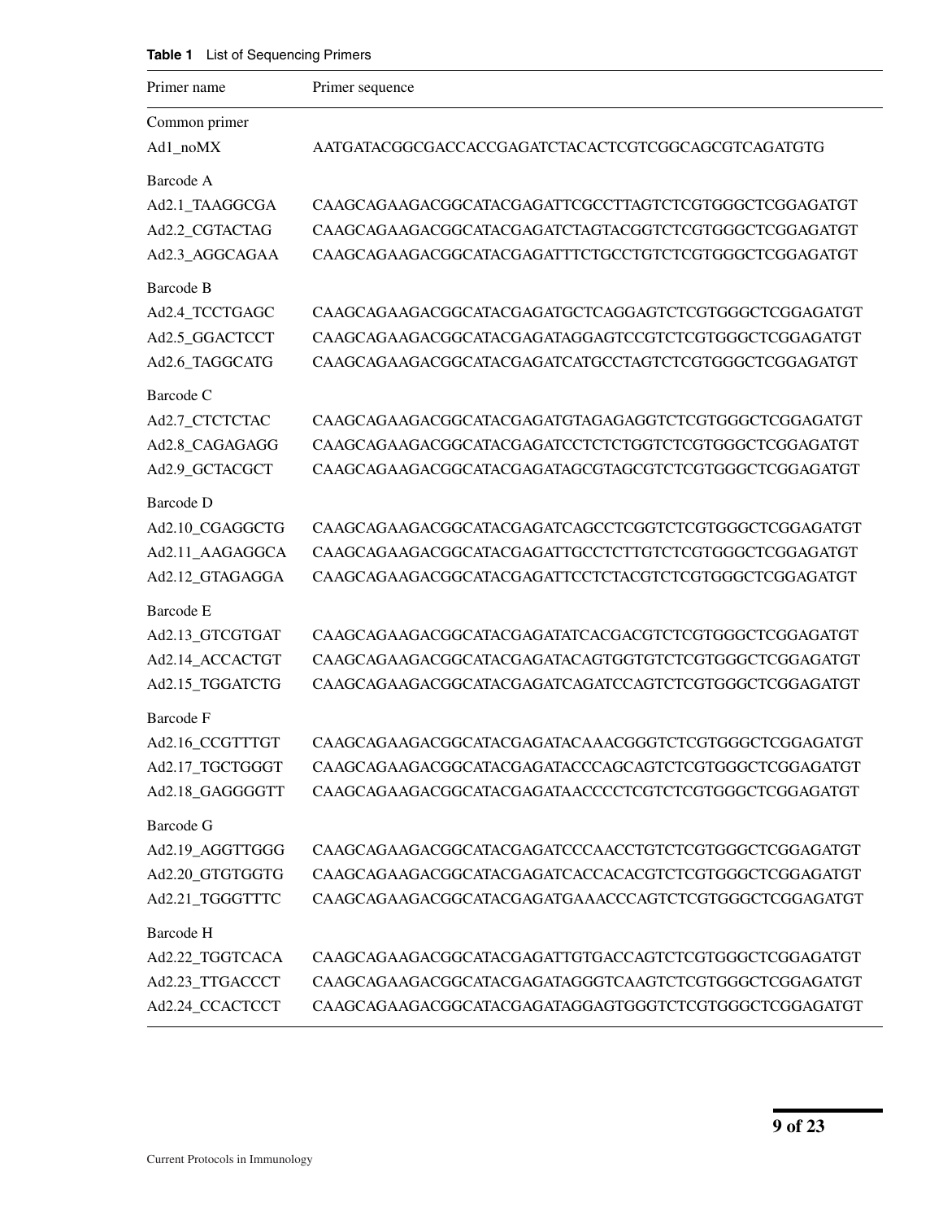**Table 1** List of Sequencing Primers

| Primer name | Primer sequence |
|---|---|
| Common primer | |
| Ad1_noMX | AATGATACGGCGACCACCGAGATCTACACTCGTCGGCAGCGTCAGATGTG |
| Barcode A | |
| Ad2.1_TAAGGCGA | CAAGCAGAAGACGGCATACGAGATTCGCCTTAGTCTCGTGGGCTCGGAGATGT |
| Ad2.2_CGTACTAG | CAAGCAGAAGACGGCATACGAGATCTAGTACGGTCTCGTGGGCTCGGAGATGT |
| Ad2.3_AGGCAGAA | CAAGCAGAAGACGGCATACGAGATTTCTGCCTGTCTCGTGGGCTCGGAGATGT |
| Barcode B | |
| Ad2.4_TCCTGAGC | CAAGCAGAAGACGGCATACGAGATGCTCAGGAGTCTCGTGGGCTCGGAGATGT |
| Ad2.5_GGACTCCT | CAAGCAGAAGACGGCATACGAGATAGGAGTCCGTCTCGTGGGCTCGGAGATGT |
| Ad2.6_TAGGCATG | CAAGCAGAAGACGGCATACGAGATCATGCCTAGTCTCGTGGGCTCGGAGATGT |
| Barcode C | |
| Ad2.7_CTCTCTAC | CAAGCAGAAGACGGCATACGAGATGTAGAGAGGTCTCGTGGGCTCGGAGATGT |
| Ad2.8_CAGAGAGG | CAAGCAGAAGACGGCATACGAGATCCTCTCTGGTCTCGTGGGCTCGGAGATGT |
| Ad2.9_GCTACGCT | CAAGCAGAAGACGGCATACGAGATAGCGTAGCGTCTCGTGGGCTCGGAGATGT |
| Barcode D | |
| Ad2.10_CGAGGCTG | CAAGCAGAAGACGGCATACGAGATCAGCCTCGGTCTCGTGGGCTCGGAGATGT |
| Ad2.11_AAGAGGCA | CAAGCAGAAGACGGCATACGAGATTGCCTCTTGTCTCGTGGGCTCGGAGATGT |
| Ad2.12_GTAGAGGA | CAAGCAGAAGACGGCATACGAGATTCCTCTACGTCTCGTGGGCTCGGAGATGT |
| Barcode E | |
| Ad2.13_GTCGTGAT | CAAGCAGAAGACGGCATACGAGATATCACGACGTCTCGTGGGCTCGGAGATGT |
| Ad2.14_ACCACTGT | CAAGCAGAAGACGGCATACGAGATACAGTGGTGTCTCGTGGGCTCGGAGATGT |
| Ad2.15_TGGATCTG | CAAGCAGAAGACGGCATACGAGATCAGATCCAGTCTCGTGGGCTCGGAGATGT |
| Barcode F | |
| Ad2.16_CCGTTTGT | CAAGCAGAAGACGGCATACGAGATACAAACGGGTCTCGTGGGCTCGGAGATGT |
| Ad2.17_TGCTGGGT | CAAGCAGAAGACGGCATACGAGATACCCAGCAGTCTCGTGGGCTCGGAGATGT |
| Ad2.18_GAGGGGTT | CAAGCAGAAGACGGCATACGAGATAACCCCTCGTCTCGTGGGCTCGGAGATGT |
| Barcode G | |
| Ad2.19_AGGTTGGG | CAAGCAGAAGACGGCATACGAGATCCCAACCTGTCTCGTGGGCTCGGAGATGT |
| Ad2.20_GTGTGGTG | CAAGCAGAAGACGGCATACGAGATCACCACACGTCTCGTGGGCTCGGAGATGT |
| Ad2.21_TGGGTTTC | CAAGCAGAAGACGGCATACGAGATGAAACCCAGTCTCGTGGGCTCGGAGATGT |
| Barcode H | |
| Ad2.22_TGGTCACA | CAAGCAGAAGACGGCATACGAGATTGTGACCAGTCTCGTGGGCTCGGAGATGT |
| Ad2.23_TTGACCCT | CAAGCAGAAGACGGCATACGAGATAGGGTCAAGTCTCGTGGGCTCGGAGATGT |
| Ad2.24_CCACTCCT | CAAGCAGAAGACGGCATACGAGATAGGAGTGGGTCTCGTGGGCTCGGAGATGT |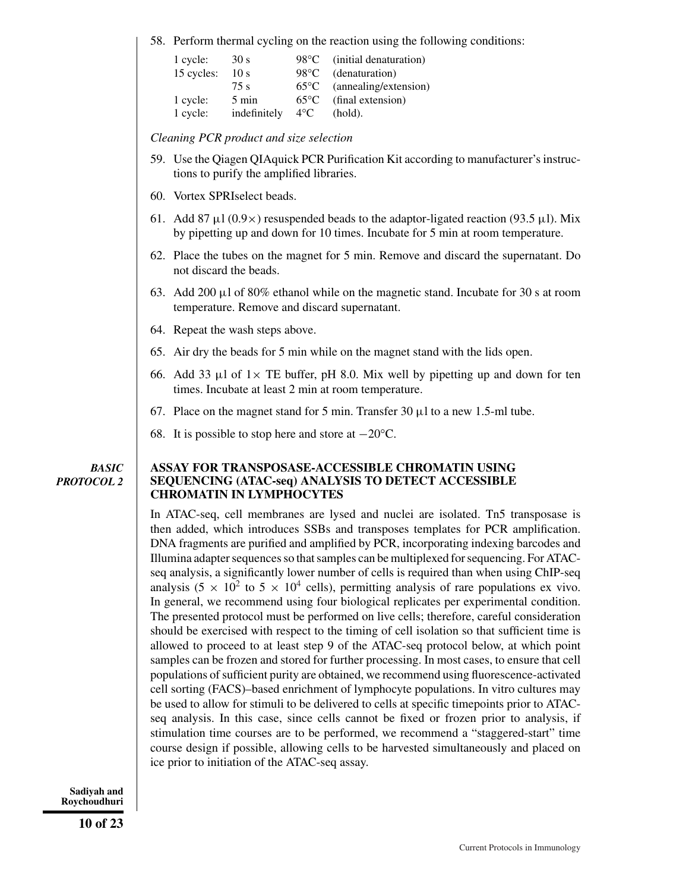58. Perform thermal cycling on the reaction using the following conditions:

| | | | |
|---|---|---|---|
| 1 cycle: | 30 s | 98°C | (initial denaturation) |
| 15 cycles: | 10 s | 98°C | (denaturation) |
| | 75 s | 65°C | (annealing/extension) |
| 1 cycle: | 5 min | 65°C | (final extension) |
| 1 cycle: | indefinitely | 4°C | (hold). |

*Cleaning PCR product and size selection*

59. Use the Qiagen QIAquick PCR Purification Kit according to manufacturer's instructions to purify the amplified libraries.

60. Vortex SPRIselect beads.

61. Add 87 µl (0.9×) resuspended beads to the adaptor-ligated reaction (93.5 µl). Mix by pipetting up and down for 10 times. Incubate for 5 min at room temperature.

62. Place the tubes on the magnet for 5 min. Remove and discard the supernatant. Do not discard the beads.

63. Add 200 µl of 80% ethanol while on the magnetic stand. Incubate for 30 s at room temperature. Remove and discard supernatant.

64. Repeat the wash steps above.

65. Air dry the beads for 5 min while on the magnet stand with the lids open.

66. Add 33 µl of 1× TE buffer, pH 8.0. Mix well by pipetting up and down for ten times. Incubate at least 2 min at room temperature.

67. Place on the magnet stand for 5 min. Transfer 30 µl to a new 1.5-ml tube.

68. It is possible to stop here and store at −20°C.

***BASIC PROTOCOL 2***

## ASSAY FOR TRANSPOSASE-ACCESSIBLE CHROMATIN USING SEQUENCING (ATAC-seq) ANALYSIS TO DETECT ACCESSIBLE CHROMATIN IN LYMPHOCYTES

In ATAC-seq, cell membranes are lysed and nuclei are isolated. Tn5 transposase is then added, which introduces SSBs and transposes templates for PCR amplification. DNA fragments are purified and amplified by PCR, incorporating indexing barcodes and Illumina adapter sequences so that samples can be multiplexed for sequencing. For ATAC-seq analysis, a significantly lower number of cells is required than when using ChIP-seq analysis ($5 \times 10^2$ to $5 \times 10^4$ cells), permitting analysis of rare populations ex vivo. In general, we recommend using four biological replicates per experimental condition. The presented protocol must be performed on live cells; therefore, careful consideration should be exercised with respect to the timing of cell isolation so that sufficient time is allowed to proceed to at least step 9 of the ATAC-seq protocol below, at which point samples can be frozen and stored for further processing. In most cases, to ensure that cell populations of sufficient purity are obtained, we recommend using fluorescence-activated cell sorting (FACS)–based enrichment of lymphocyte populations. In vitro cultures may be used to allow for stimuli to be delivered to cells at specific timepoints prior to ATAC-seq analysis. In this case, since cells cannot be fixed or frozen prior to analysis, if stimulation time courses are to be performed, we recommend a "staggered-start" time course design if possible, allowing cells to be harvested simultaneously and placed on ice prior to initiation of the ATAC-seq assay.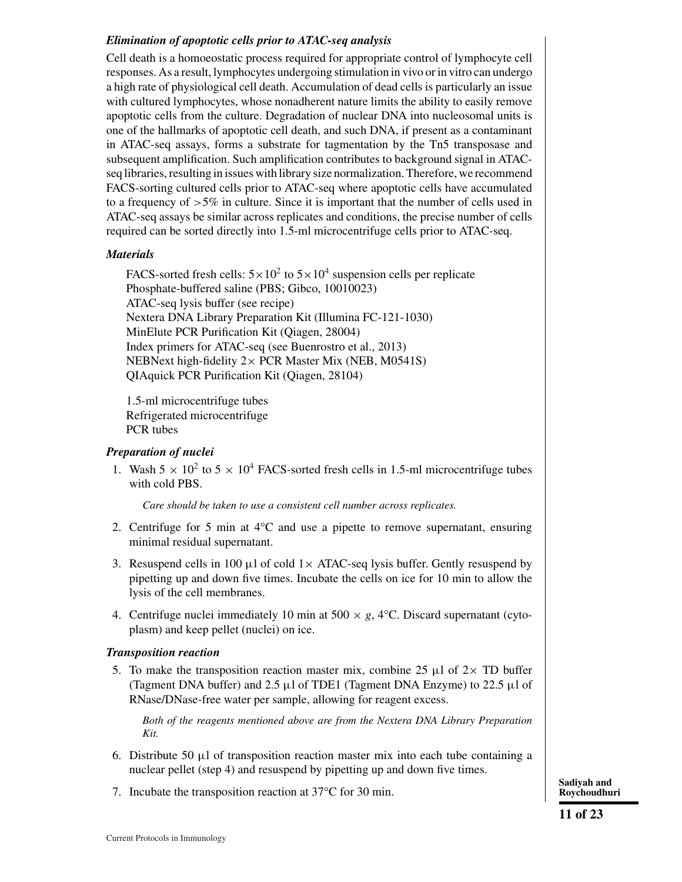### *Elimination of apoptotic cells prior to ATAC-seq analysis*

Cell death is a homoeostatic process required for appropriate control of lymphocyte cell responses. As a result, lymphocytes undergoing stimulation in vivo or in vitro can undergo a high rate of physiological cell death. Accumulation of dead cells is particularly an issue with cultured lymphocytes, whose nonadherent nature limits the ability to easily remove apoptotic cells from the culture. Degradation of nuclear DNA into nucleosomal units is one of the hallmarks of apoptotic cell death, and such DNA, if present as a contaminant in ATAC-seq assays, forms a substrate for tagmentation by the Tn5 transposase and subsequent amplification. Such amplification contributes to background signal in ATAC-seq libraries, resulting in issues with library size normalization. Therefore, we recommend FACS-sorting cultured cells prior to ATAC-seq where apoptotic cells have accumulated to a frequency of >5% in culture. Since it is important that the number of cells used in ATAC-seq assays be similar across replicates and conditions, the precise number of cells required can be sorted directly into 1.5-ml microcentrifuge cells prior to ATAC-seq.

### *Materials*

FACS-sorted fresh cells: $5\times10^2$ to $5\times10^4$ suspension cells per replicate
Phosphate-buffered saline (PBS; Gibco, 10010023)
ATAC-seq lysis buffer (see recipe)
Nextera DNA Library Preparation Kit (Illumina FC-121-1030)
MinElute PCR Purification Kit (Qiagen, 28004)
Index primers for ATAC-seq (see Buenrostro et al., 2013)
NEBNext high-fidelity 2× PCR Master Mix (NEB, M0541S)
QIAquick PCR Purification Kit (Qiagen, 28104)

1.5-ml microcentrifuge tubes
Refrigerated microcentrifuge
PCR tubes

### *Preparation of nuclei*

1. Wash $5 \times 10^2$ to $5 \times 10^4$ FACS-sorted fresh cells in 1.5-ml microcentrifuge tubes with cold PBS.

   *Care should be taken to use a consistent cell number across replicates.*

2. Centrifuge for 5 min at 4°C and use a pipette to remove supernatant, ensuring minimal residual supernatant.

3. Resuspend cells in 100 µl of cold 1× ATAC-seq lysis buffer. Gently resuspend by pipetting up and down five times. Incubate the cells on ice for 10 min to allow the lysis of the cell membranes.

4. Centrifuge nuclei immediately 10 min at 500 × *g*, 4°C. Discard supernatant (cytoplasm) and keep pellet (nuclei) on ice.

### *Transposition reaction*

5. To make the transposition reaction master mix, combine 25 µl of 2× TD buffer (Tagment DNA buffer) and 2.5 µl of TDE1 (Tagment DNA Enzyme) to 22.5 µl of RNase/DNase-free water per sample, allowing for reagent excess.

   *Both of the reagents mentioned above are from the Nextera DNA Library Preparation Kit.*

6. Distribute 50 µl of transposition reaction master mix into each tube containing a nuclear pellet (step 4) and resuspend by pipetting up and down five times.

7. Incubate the transposition reaction at 37°C for 30 min.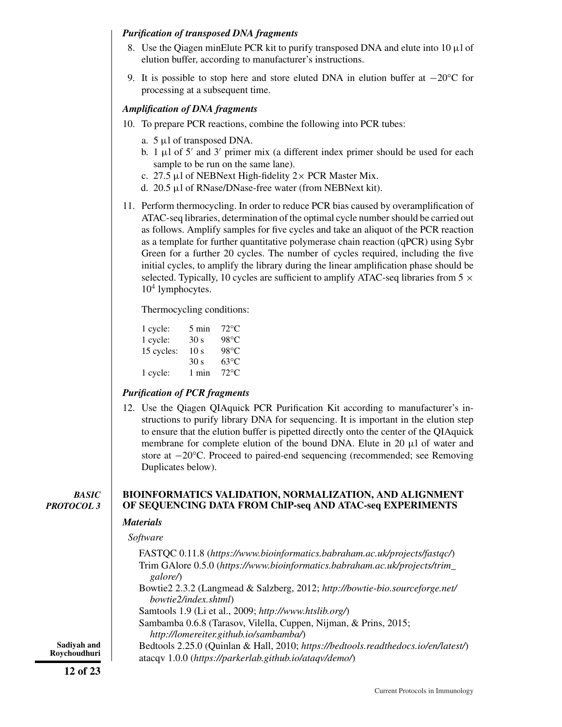### *Purification of transposed DNA fragments*

8. Use the Qiagen minElute PCR kit to purify transposed DNA and elute into 10 μl of elution buffer, according to manufacturer's instructions.

9. It is possible to stop here and store eluted DNA in elution buffer at −20°C for processing at a subsequent time.

### *Amplification of DNA fragments*

10. To prepare PCR reactions, combine the following into PCR tubes:

    a. 5 μl of transposed DNA.
    b. 1 μl of 5′ and 3′ primer mix (a different index primer should be used for each sample to be run on the same lane).
    c. 27.5 μl of NEBNext High-fidelity 2× PCR Master Mix.
    d. 20.5 μl of RNase/DNase-free water (from NEBNext kit).

11. Perform thermocycling. In order to reduce PCR bias caused by overamplification of ATAC-seq libraries, determination of the optimal cycle number should be carried out as follows. Amplify samples for five cycles and take an aliquot of the PCR reaction as a template for further quantitative polymerase chain reaction (qPCR) using Sybr Green for a further 20 cycles. The number of cycles required, including the five initial cycles, to amplify the library during the linear amplification phase should be selected. Typically, 10 cycles are sufficient to amplify ATAC-seq libraries from $5 \times 10^4$ lymphocytes.

    Thermocycling conditions:

    | | | |
    |---|---|---|
    | 1 cycle: | 5 min | 72°C |
    | 1 cycle: | 30 s | 98°C |
    | 15 cycles: | 10 s | 98°C |
    | | 30 s | 63°C |
    | 1 cycle: | 1 min | 72°C |

### *Purification of PCR fragments*

12. Use the Qiagen QIAquick PCR Purification Kit according to manufacturer's instructions to purify library DNA for sequencing. It is important in the elution step to ensure that the elution buffer is pipetted directly onto the center of the QIAquick membrane for complete elution of the bound DNA. Elute in 20 μl of water and store at −20°C. Proceed to paired-end sequencing (recommended; see Removing Duplicates below).

## *BASIC PROTOCOL 3*

## BIOINFORMATICS VALIDATION, NORMALIZATION, AND ALIGNMENT OF SEQUENCING DATA FROM ChIP-seq AND ATAC-seq EXPERIMENTS

### *Materials*

*Software*

FASTQC 0.11.8 (*https://www.bioinformatics.babraham.ac.uk/projects/fastqc/*)
Trim GAlore 0.5.0 (*https://www.bioinformatics.babraham.ac.uk/projects/trim_galore/*)
Bowtie2 2.3.2 (Langmead & Salzberg, 2012; *http://bowtie-bio.sourceforge.net/bowtie2/index.shtml*)
Samtools 1.9 (Li et al., 2009; *http://www.htslib.org/*)
Sambamba 0.6.8 (Tarasov, Vilella, Cuppen, Nijman, & Prins, 2015; *http://lomereiter.github.io/sambamba/*)
Bedtools 2.25.0 (Quinlan & Hall, 2010; *https://bedtools.readthedocs.io/en/latest/*)
atacqv 1.0.0 (*https://parkerlab.github.io/ataqv/demo/*)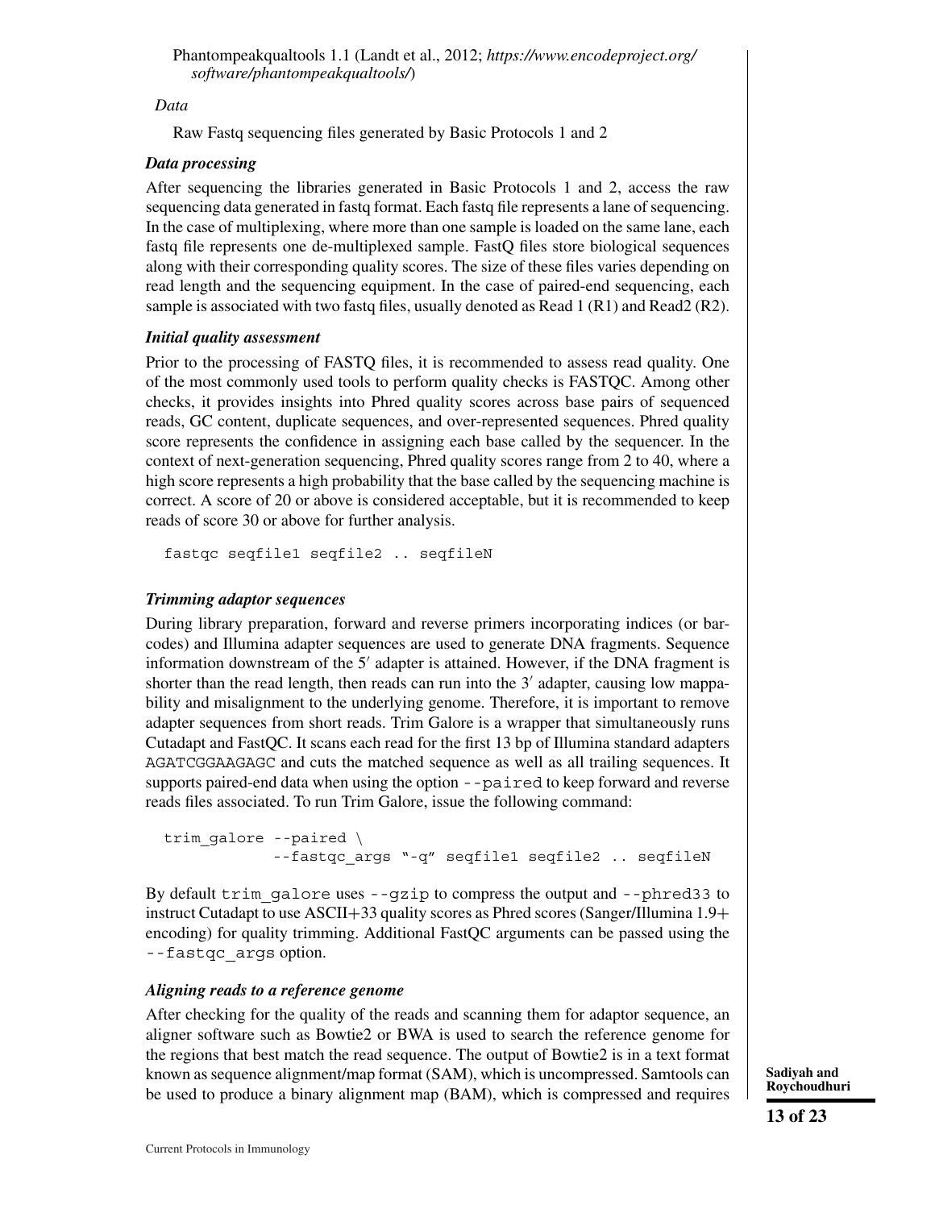Phantompeakqualtools 1.1 (Landt et al., 2012; *https://www.encodeproject.org/software/phantompeakqualtools/*)

*Data*

Raw Fastq sequencing files generated by Basic Protocols 1 and 2

### *Data processing*

After sequencing the libraries generated in Basic Protocols 1 and 2, access the raw sequencing data generated in fastq format. Each fastq file represents a lane of sequencing. In the case of multiplexing, where more than one sample is loaded on the same lane, each fastq file represents one de-multiplexed sample. FastQ files store biological sequences along with their corresponding quality scores. The size of these files varies depending on read length and the sequencing equipment. In the case of paired-end sequencing, each sample is associated with two fastq files, usually denoted as Read 1 (R1) and Read2 (R2).

### *Initial quality assessment*

Prior to the processing of FASTQ files, it is recommended to assess read quality. One of the most commonly used tools to perform quality checks is FASTQC. Among other checks, it provides insights into Phred quality scores across base pairs of sequenced reads, GC content, duplicate sequences, and over-represented sequences. Phred quality score represents the confidence in assigning each base called by the sequencer. In the context of next-generation sequencing, Phred quality scores range from 2 to 40, where a high score represents a high probability that the base called by the sequencing machine is correct. A score of 20 or above is considered acceptable, but it is recommended to keep reads of score 30 or above for further analysis.

```
fastqc seqfile1 seqfile2 .. seqfileN
```

### *Trimming adaptor sequences*

During library preparation, forward and reverse primers incorporating indices (or barcodes) and Illumina adapter sequences are used to generate DNA fragments. Sequence information downstream of the 5′ adapter is attained. However, if the DNA fragment is shorter than the read length, then reads can run into the 3′ adapter, causing low mappability and misalignment to the underlying genome. Therefore, it is important to remove adapter sequences from short reads. Trim Galore is a wrapper that simultaneously runs Cutadapt and FastQC. It scans each read for the first 13 bp of Illumina standard adapters `AGATCGGAAGAGC` and cuts the matched sequence as well as all trailing sequences. It supports paired-end data when using the option `--paired` to keep forward and reverse reads files associated. To run Trim Galore, issue the following command:

```
trim_galore --paired \
            --fastqc_args "-q" seqfile1 seqfile2 .. seqfileN
```

By default `trim_galore` uses `--gzip` to compress the output and `--phred33` to instruct Cutadapt to use ASCII+33 quality scores as Phred scores (Sanger/Illumina 1.9+ encoding) for quality trimming. Additional FastQC arguments can be passed using the `--fastqc_args` option.

### *Aligning reads to a reference genome*

After checking for the quality of the reads and scanning them for adaptor sequence, an aligner software such as Bowtie2 or BWA is used to search the reference genome for the regions that best match the read sequence. The output of Bowtie2 is in a text format known as sequence alignment/map format (SAM), which is uncompressed. Samtools can be used to produce a binary alignment map (BAM), which is compressed and requires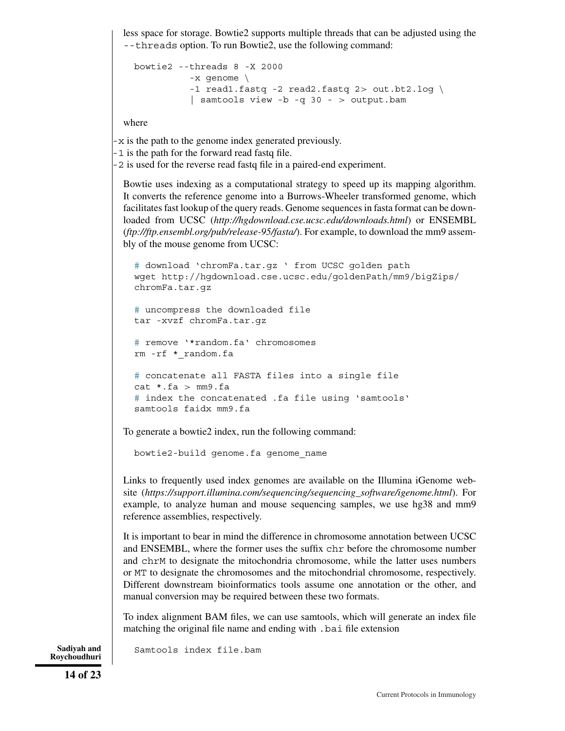less space for storage. Bowtie2 supports multiple threads that can be adjusted using the `--threads` option. To run Bowtie2, use the following command:

```
bowtie2 --threads 8 -X 2000
          -x genome \
          -1 read1.fastq -2 read2.fastq 2> out.bt2.log \
          | samtools view -b -q 30 - > output.bam
```

where

`-x` is the path to the genome index generated previously.
`-1` is the path for the forward read fastq file.
`-2` is used for the reverse read fastq file in a paired-end experiment.

Bowtie uses indexing as a computational strategy to speed up its mapping algorithm. It converts the reference genome into a Burrows-Wheeler transformed genome, which facilitates fast lookup of the query reads. Genome sequences in fasta format can be downloaded from UCSC (*http://hgdownload.cse.ucsc.edu/downloads.html*) or ENSEMBL (*ftp://ftp.ensembl.org/pub/release-95/fasta/*). For example, to download the mm9 assembly of the mouse genome from UCSC:

```
# download 'chromFa.tar.gz ' from UCSC golden path
wget http://hgdownload.cse.ucsc.edu/goldenPath/mm9/bigZips/
chromFa.tar.gz

# uncompress the downloaded file
tar -xvzf chromFa.tar.gz

# remove '*random.fa' chromosomes
rm -rf *_random.fa

# concatenate all FASTA files into a single file
cat *.fa > mm9.fa
# index the concatenated .fa file using 'samtools'
samtools faidx mm9.fa
```

To generate a bowtie2 index, run the following command:

```
bowtie2-build genome.fa genome_name
```

Links to frequently used index genomes are available on the Illumina iGenome website (*https://support.illumina.com/sequencing/sequencing_software/igenome.html*). For example, to analyze human and mouse sequencing samples, we use hg38 and mm9 reference assemblies, respectively.

It is important to bear in mind the difference in chromosome annotation between UCSC and ENSEMBL, where the former uses the suffix `chr` before the chromosome number and `chrM` to designate the mitochondria chromosome, while the latter uses numbers or `MT` to designate the chromosomes and the mitochondrial chromosome, respectively. Different downstream bioinformatics tools assume one annotation or the other, and manual conversion may be required between these two formats.

To index alignment BAM files, we can use samtools, which will generate an index file matching the original file name and ending with `.bai` file extension

```
Samtools index file.bam
```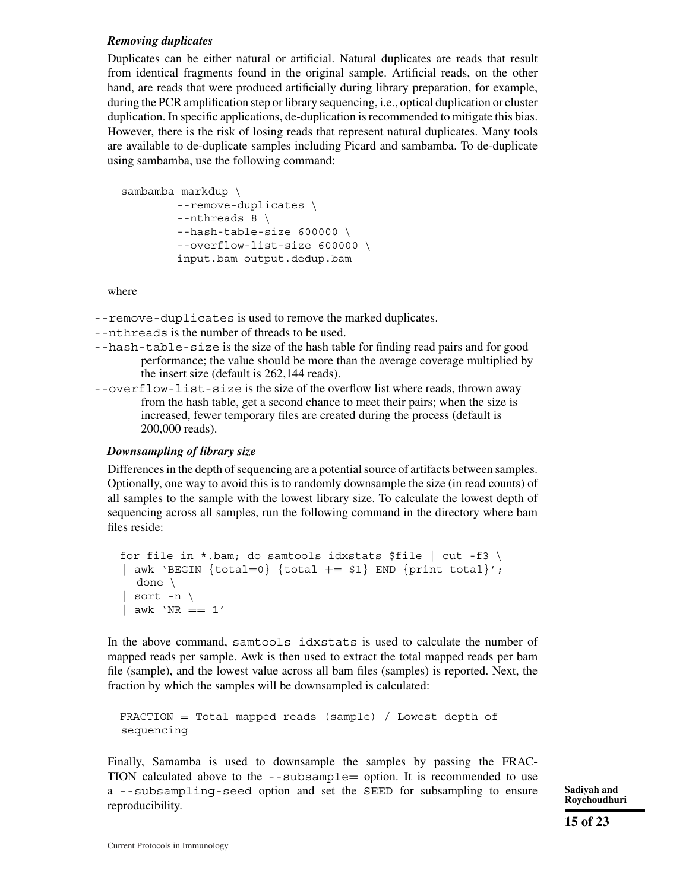### *Removing duplicates*

Duplicates can be either natural or artificial. Natural duplicates are reads that result from identical fragments found in the original sample. Artificial reads, on the other hand, are reads that were produced artificially during library preparation, for example, during the PCR amplification step or library sequencing, i.e., optical duplication or cluster duplication. In specific applications, de-duplication is recommended to mitigate this bias. However, there is the risk of losing reads that represent natural duplicates. Many tools are available to de-duplicate samples including Picard and sambamba. To de-duplicate using sambamba, use the following command:

```
sambamba markdup \
        --remove-duplicates \
        --nthreads 8 \
        --hash-table-size 600000 \
        --overflow-list-size 600000 \
        input.bam output.dedup.bam
```

where

`--remove-duplicates` is used to remove the marked duplicates.

`--nthreads` is the number of threads to be used.

`--hash-table-size` is the size of the hash table for finding read pairs and for good performance; the value should be more than the average coverage multiplied by the insert size (default is 262,144 reads).

`--overflow-list-size` is the size of the overflow list where reads, thrown away from the hash table, get a second chance to meet their pairs; when the size is increased, fewer temporary files are created during the process (default is 200,000 reads).

### *Downsampling of library size*

Differences in the depth of sequencing are a potential source of artifacts between samples. Optionally, one way to avoid this is to randomly downsample the size (in read counts) of all samples to the sample with the lowest library size. To calculate the lowest depth of sequencing across all samples, run the following command in the directory where bam files reside:

```
for file in *.bam; do samtools idxstats $file | cut -f3 \
| awk 'BEGIN {total=0} {total += $1} END {print total}';
  done \
| sort -n \
| awk 'NR == 1'
```

In the above command, `samtools idxstats` is used to calculate the number of mapped reads per sample. Awk is then used to extract the total mapped reads per bam file (sample), and the lowest value across all bam files (samples) is reported. Next, the fraction by which the samples will be downsampled is calculated:

```
FRACTION = Total mapped reads (sample) / Lowest depth of
sequencing
```

Finally, Samamba is used to downsample the samples by passing the FRACTION calculated above to the `--subsample=` option. It is recommended to use a `--subsampling-seed` option and set the `SEED` for subsampling to ensure reproducibility.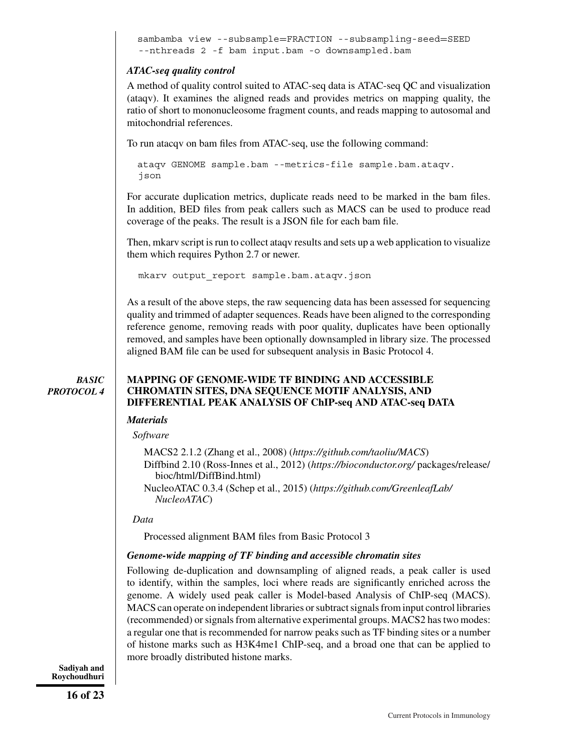```
sambamba view --subsample=FRACTION --subsampling-seed=SEED
--nthreads 2 -f bam input.bam -o downsampled.bam
```

### *ATAC-seq quality control*

A method of quality control suited to ATAC-seq data is ATAC-seq QC and visualization (ataqv). It examines the aligned reads and provides metrics on mapping quality, the ratio of short to mononucleosome fragment counts, and reads mapping to autosomal and mitochondrial references.

To run atacqv on bam files from ATAC-seq, use the following command:

```
ataqv GENOME sample.bam --metrics-file sample.bam.ataqv.
json
```

For accurate duplication metrics, duplicate reads need to be marked in the bam files. In addition, BED files from peak callers such as MACS can be used to produce read coverage of the peaks. The result is a JSON file for each bam file.

Then, mkarv script is run to collect ataqv results and sets up a web application to visualize them which requires Python 2.7 or newer.

```
mkarv output_report sample.bam.ataqv.json
```

As a result of the above steps, the raw sequencing data has been assessed for sequencing quality and trimmed of adapter sequences. Reads have been aligned to the corresponding reference genome, removing reads with poor quality, duplicates have been optionally removed, and samples have been optionally downsampled in library size. The processed aligned BAM file can be used for subsequent analysis in Basic Protocol 4.

## *BASIC PROTOCOL 4*

## MAPPING OF GENOME-WIDE TF BINDING AND ACCESSIBLE CHROMATIN SITES, DNA SEQUENCE MOTIF ANALYSIS, AND DIFFERENTIAL PEAK ANALYSIS OF ChIP-seq AND ATAC-seq DATA

### *Materials*

*Software*

MACS2 2.1.2 (Zhang et al., 2008) (*https://github.com/taoliu/MACS*)
Diffbind 2.10 (Ross-Innes et al., 2012) (*https://bioconductor.org/* packages/release/bioc/html/DiffBind.html)
NucleoATAC 0.3.4 (Schep et al., 2015) (*https://github.com/GreenleafLab/NucleoATAC*)

*Data*

Processed alignment BAM files from Basic Protocol 3

### *Genome-wide mapping of TF binding and accessible chromatin sites*

Following de-duplication and downsampling of aligned reads, a peak caller is used to identify, within the samples, loci where reads are significantly enriched across the genome. A widely used peak caller is Model-based Analysis of ChIP-seq (MACS). MACS can operate on independent libraries or subtract signals from input control libraries (recommended) or signals from alternative experimental groups. MACS2 has two modes: a regular one that is recommended for narrow peaks such as TF binding sites or a number of histone marks such as H3K4me1 ChIP-seq, and a broad one that can be applied to more broadly distributed histone marks.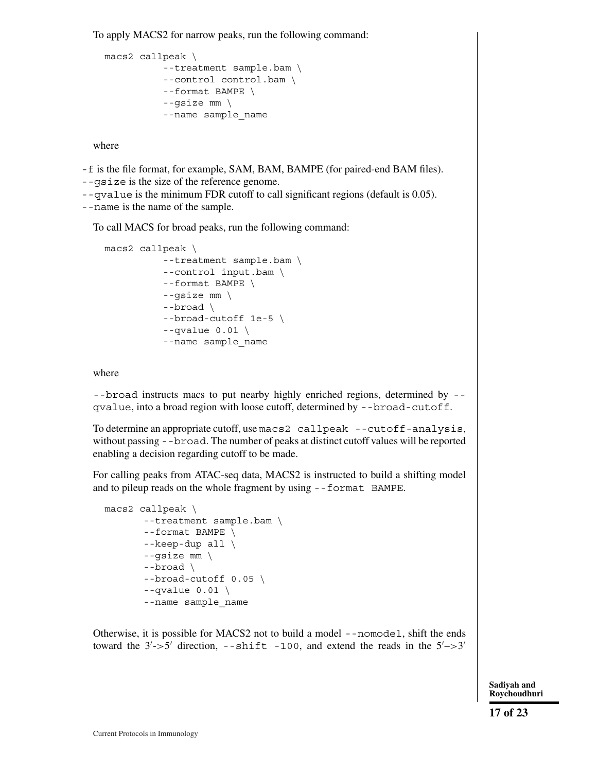To apply MACS2 for narrow peaks, run the following command:

```
macs2 callpeak \
          --treatment sample.bam \
          --control control.bam \
          --format BAMPE \
          --gsize mm \
          --name sample_name
```

where

-f is the file format, for example, SAM, BAM, BAMPE (for paired-end BAM files).
--gsize is the size of the reference genome.
--qvalue is the minimum FDR cutoff to call significant regions (default is 0.05).
--name is the name of the sample.

To call MACS for broad peaks, run the following command:

```
macs2 callpeak \
          --treatment sample.bam \
          --control input.bam \
          --format BAMPE \
          --gsize mm \
          --broad \
          --broad-cutoff 1e-5 \
          --qvalue 0.01 \
          --name sample_name
```

where

--broad instructs macs to put nearby highly enriched regions, determined by --qvalue, into a broad region with loose cutoff, determined by --broad-cutoff.

To determine an appropriate cutoff, use macs2 callpeak --cutoff-analysis, without passing --broad. The number of peaks at distinct cutoff values will be reported enabling a decision regarding cutoff to be made.

For calling peaks from ATAC-seq data, MACS2 is instructed to build a shifting model and to pileup reads on the whole fragment by using --format BAMPE.

```
macs2 callpeak \
       --treatment sample.bam \
       --format BAMPE \
       --keep-dup all \
       --gsize mm \
       --broad \
       --broad-cutoff 0.05 \
       --qvalue 0.01 \
       --name sample_name
```

Otherwise, it is possible for MACS2 not to build a model --nomodel, shift the ends toward the 3′->5′ direction, --shift -100, and extend the reads in the 5′–>3′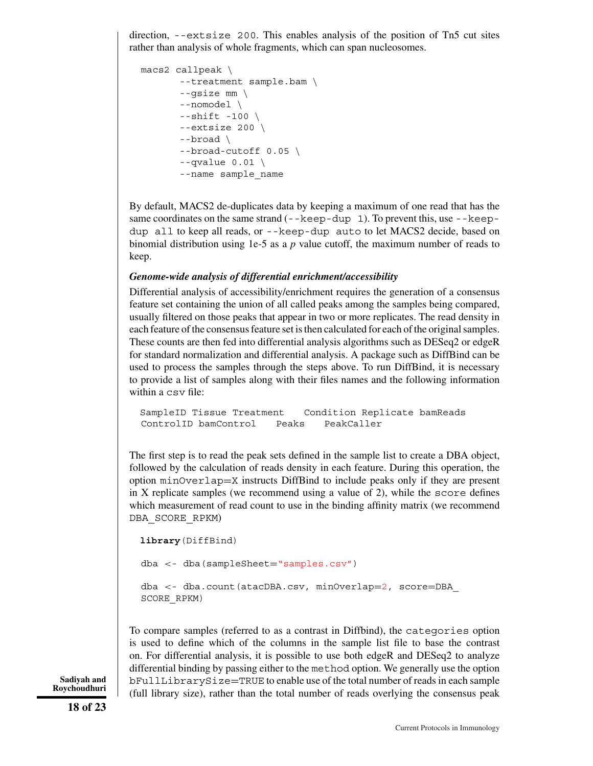direction, `--extsize 200`. This enables analysis of the position of Tn5 cut sites rather than analysis of whole fragments, which can span nucleosomes.

```
macs2 callpeak \
       --treatment sample.bam \
       --gsize mm \
       --nomodel \
       --shift -100 \
       --extsize 200 \
       --broad \
       --broad-cutoff 0.05 \
       --qvalue 0.01 \
       --name sample_name
```

By default, MACS2 de-duplicates data by keeping a maximum of one read that has the same coordinates on the same strand (`--keep-dup 1`). To prevent this, use `--keep-dup all` to keep all reads, or `--keep-dup auto` to let MACS2 decide, based on binomial distribution using 1e-5 as a *p* value cutoff, the maximum number of reads to keep.

***Genome-wide analysis of differential enrichment/accessibility***

Differential analysis of accessibility/enrichment requires the generation of a consensus feature set containing the union of all called peaks among the samples being compared, usually filtered on those peaks that appear in two or more replicates. The read density in each feature of the consensus feature set is then calculated for each of the original samples. These counts are then fed into differential analysis algorithms such as DESeq2 or edgeR for standard normalization and differential analysis. A package such as DiffBind can be used to process the samples through the steps above. To run DiffBind, it is necessary to provide a list of samples along with their files names and the following information within a `csv` file:

```
SampleID Tissue Treatment   Condition Replicate bamReads
ControlID bamControl    Peaks    PeakCaller
```

The first step is to read the peak sets defined in the sample list to create a DBA object, followed by the calculation of reads density in each feature. During this operation, the option `minOverlap=X` instructs DiffBind to include peaks only if they are present in X replicate samples (we recommend using a value of 2), while the `score` defines which measurement of read count to use in the binding affinity matrix (we recommend `DBA_SCORE_RPKM`)

```
library(DiffBind)

dba <- dba(sampleSheet="samples.csv")

dba <- dba.count(atacDBA.csv, minOverlap=2, score=DBA_
SCORE_RPKM)
```

To compare samples (referred to as a contrast in Diffbind), the `categories` option is used to define which of the columns in the sample list file to base the contrast on. For differential analysis, it is possible to use both edgeR and DESeq2 to analyze differential binding by passing either to the `method` option. We generally use the option `bFullLibrarySize=TRUE` to enable use of the total number of reads in each sample (full library size), rather than the total number of reads overlying the consensus peak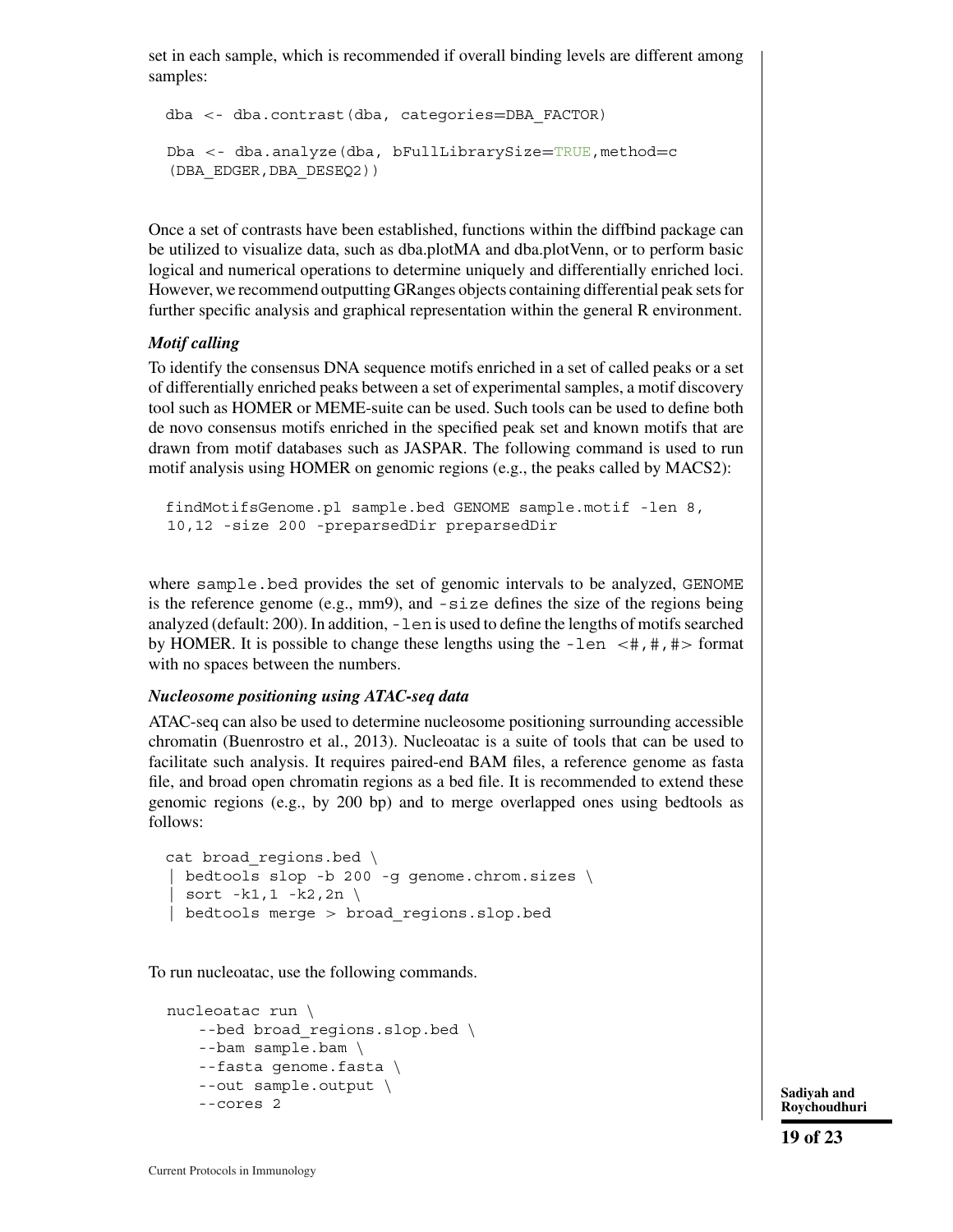set in each sample, which is recommended if overall binding levels are different among samples:

```
dba <- dba.contrast(dba, categories=DBA_FACTOR)

Dba <- dba.analyze(dba, bFullLibrarySize=TRUE,method=c
(DBA_EDGER,DBA_DESEQ2))
```

Once a set of contrasts have been established, functions within the diffbind package can be utilized to visualize data, such as dba.plotMA and dba.plotVenn, or to perform basic logical and numerical operations to determine uniquely and differentially enriched loci. However, we recommend outputting GRanges objects containing differential peak sets for further specific analysis and graphical representation within the general R environment.

### *Motif calling*

To identify the consensus DNA sequence motifs enriched in a set of called peaks or a set of differentially enriched peaks between a set of experimental samples, a motif discovery tool such as HOMER or MEME-suite can be used. Such tools can be used to define both de novo consensus motifs enriched in the specified peak set and known motifs that are drawn from motif databases such as JASPAR. The following command is used to run motif analysis using HOMER on genomic regions (e.g., the peaks called by MACS2):

```
findMotifsGenome.pl sample.bed GENOME sample.motif -len 8,
10,12 -size 200 -preparsedDir preparsedDir
```

where `sample.bed` provides the set of genomic intervals to be analyzed, `GENOME` is the reference genome (e.g., mm9), and `-size` defines the size of the regions being analyzed (default: 200). In addition, `-len` is used to define the lengths of motifs searched by HOMER. It is possible to change these lengths using the `-len <#,#,#>` format with no spaces between the numbers.

### *Nucleosome positioning using ATAC-seq data*

ATAC-seq can also be used to determine nucleosome positioning surrounding accessible chromatin (Buenrostro et al., 2013). Nucleoatac is a suite of tools that can be used to facilitate such analysis. It requires paired-end BAM files, a reference genome as fasta file, and broad open chromatin regions as a bed file. It is recommended to extend these genomic regions (e.g., by 200 bp) and to merge overlapped ones using bedtools as follows:

```
cat broad_regions.bed \
| bedtools slop -b 200 -g genome.chrom.sizes \
| sort -k1,1 -k2,2n \
| bedtools merge > broad_regions.slop.bed
```

To run nucleoatac, use the following commands.

```
nucleoatac run \
    --bed broad_regions.slop.bed \
    --bam sample.bam \
    --fasta genome.fasta \
    --out sample.output \
    --cores 2
```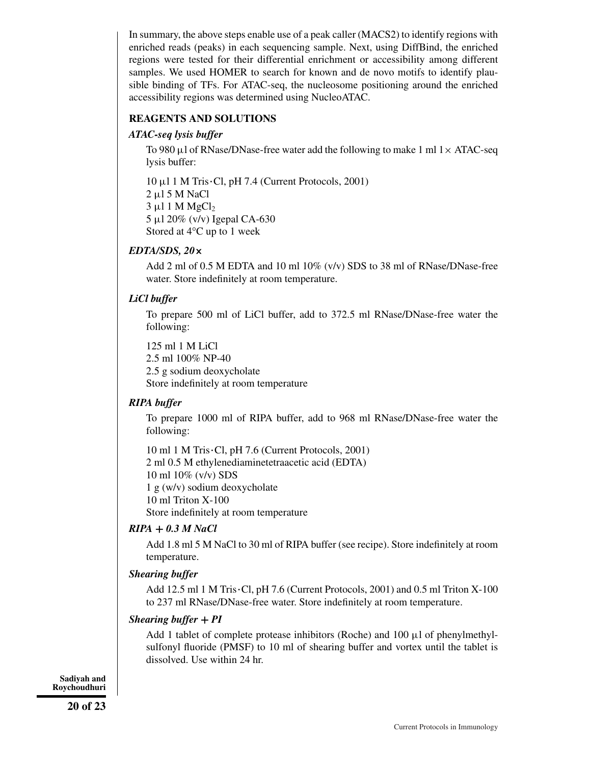In summary, the above steps enable use of a peak caller (MACS2) to identify regions with enriched reads (peaks) in each sequencing sample. Next, using DiffBind, the enriched regions were tested for their differential enrichment or accessibility among different samples. We used HOMER to search for known and de novo motifs to identify plausible binding of TFs. For ATAC-seq, the nucleosome positioning around the enriched accessibility regions was determined using NucleoATAC.

## REAGENTS AND SOLUTIONS

### *ATAC-seq lysis buffer*

To 980 μl of RNase/DNase-free water add the following to make 1 ml 1× ATAC-seq lysis buffer:

10 μl 1 M Tris·Cl, pH 7.4 (Current Protocols, 2001)
2 μl 5 M NaCl
3 μl 1 M $MgCl_2$
5 μl 20% (v/v) Igepal CA-630
Stored at 4°C up to 1 week

### *EDTA/SDS, 20×*

Add 2 ml of 0.5 M EDTA and 10 ml 10% (v/v) SDS to 38 ml of RNase/DNase-free water. Store indefinitely at room temperature.

### *LiCl buffer*

To prepare 500 ml of LiCl buffer, add to 372.5 ml RNase/DNase-free water the following:

125 ml 1 M LiCl
2.5 ml 100% NP-40
2.5 g sodium deoxycholate
Store indefinitely at room temperature

### *RIPA buffer*

To prepare 1000 ml of RIPA buffer, add to 968 ml RNase/DNase-free water the following:

10 ml 1 M Tris·Cl, pH 7.6 (Current Protocols, 2001)
2 ml 0.5 M ethylenediaminetetraacetic acid (EDTA)
10 ml 10% (v/v) SDS
1 g (w/v) sodium deoxycholate
10 ml Triton X-100
Store indefinitely at room temperature

### *RIPA + 0.3 M NaCl*

Add 1.8 ml 5 M NaCl to 30 ml of RIPA buffer (see recipe). Store indefinitely at room temperature.

### *Shearing buffer*

Add 12.5 ml 1 M Tris·Cl, pH 7.6 (Current Protocols, 2001) and 0.5 ml Triton X-100 to 237 ml RNase/DNase-free water. Store indefinitely at room temperature.

### *Shearing buffer + PI*

Add 1 tablet of complete protease inhibitors (Roche) and 100 μl of phenylmethylsulfonyl fluoride (PMSF) to 10 ml of shearing buffer and vortex until the tablet is dissolved. Use within 24 hr.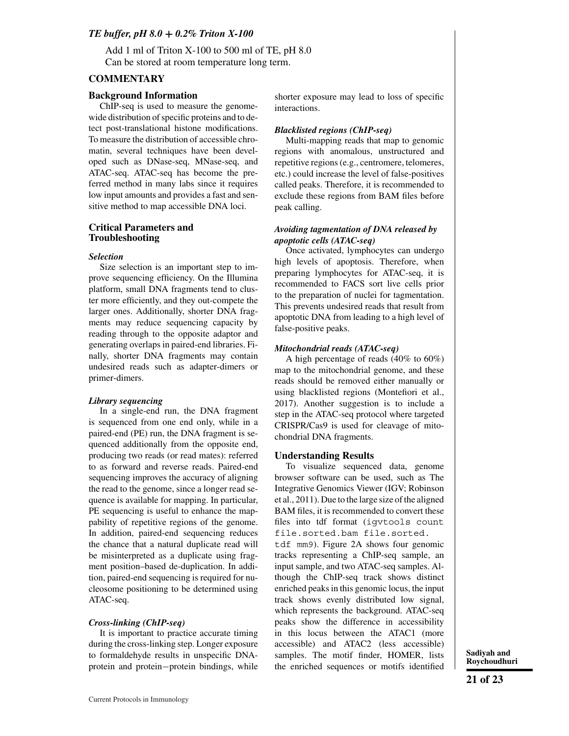### *TE buffer, pH 8.0 + 0.2% Triton X-100*

Add 1 ml of Triton X-100 to 500 ml of TE, pH 8.0
Can be stored at room temperature long term.

## COMMENTARY

### Background Information

ChIP-seq is used to measure the genome-wide distribution of specific proteins and to detect post-translational histone modifications. To measure the distribution of accessible chromatin, several techniques have been developed such as DNase-seq, MNase-seq, and ATAC-seq. ATAC-seq has become the preferred method in many labs since it requires low input amounts and provides a fast and sensitive method to map accessible DNA loci.

### Critical Parameters and Troubleshooting

#### *Selection*

Size selection is an important step to improve sequencing efficiency. On the Illumina platform, small DNA fragments tend to cluster more efficiently, and they out-compete the larger ones. Additionally, shorter DNA fragments may reduce sequencing capacity by reading through to the opposite adaptor and generating overlaps in paired-end libraries. Finally, shorter DNA fragments may contain undesired reads such as adapter-dimers or primer-dimers.

#### *Library sequencing*

In a single-end run, the DNA fragment is sequenced from one end only, while in a paired-end (PE) run, the DNA fragment is sequenced additionally from the opposite end, producing two reads (or read mates): referred to as forward and reverse reads. Paired-end sequencing improves the accuracy of aligning the read to the genome, since a longer read sequence is available for mapping. In particular, PE sequencing is useful to enhance the mappability of repetitive regions of the genome. In addition, paired-end sequencing reduces the chance that a natural duplicate read will be misinterpreted as a duplicate using fragment position–based de-duplication. In addition, paired-end sequencing is required for nucleosome positioning to be determined using ATAC-seq.

#### *Cross-linking (ChIP-seq)*

It is important to practice accurate timing during the cross-linking step. Longer exposure to formaldehyde results in unspecific DNA-protein and protein−protein bindings, while shorter exposure may lead to loss of specific interactions.

#### *Blacklisted regions (ChIP-seq)*

Multi-mapping reads that map to genomic regions with anomalous, unstructured and repetitive regions (e.g., centromere, telomeres, etc.) could increase the level of false-positives called peaks. Therefore, it is recommended to exclude these regions from BAM files before peak calling.

#### *Avoiding tagmentation of DNA released by apoptotic cells (ATAC-seq)*

Once activated, lymphocytes can undergo high levels of apoptosis. Therefore, when preparing lymphocytes for ATAC-seq, it is recommended to FACS sort live cells prior to the preparation of nuclei for tagmentation. This prevents undesired reads that result from apoptotic DNA from leading to a high level of false-positive peaks.

#### *Mitochondrial reads (ATAC-seq)*

A high percentage of reads (40% to 60%) map to the mitochondrial genome, and these reads should be removed either manually or using blacklisted regions (Montefiori et al., 2017). Another suggestion is to include a step in the ATAC-seq protocol where targeted CRISPR/Cas9 is used for cleavage of mitochondrial DNA fragments.

### Understanding Results

To visualize sequenced data, genome browser software can be used, such as The Integrative Genomics Viewer (IGV; Robinson et al., 2011). Due to the large size of the aligned BAM files, it is recommended to convert these files into tdf format (`igvtools count file.sorted.bam file.sorted.tdf mm9`). Figure 2A shows four genomic tracks representing a ChIP-seq sample, an input sample, and two ATAC-seq samples. Although the ChIP-seq track shows distinct enriched peaks in this genomic locus, the input track shows evenly distributed low signal, which represents the background. ATAC-seq peaks show the difference in accessibility in this locus between the ATAC1 (more accessible) and ATAC2 (less accessible) samples. The motif finder, HOMER, lists the enriched sequences or motifs identified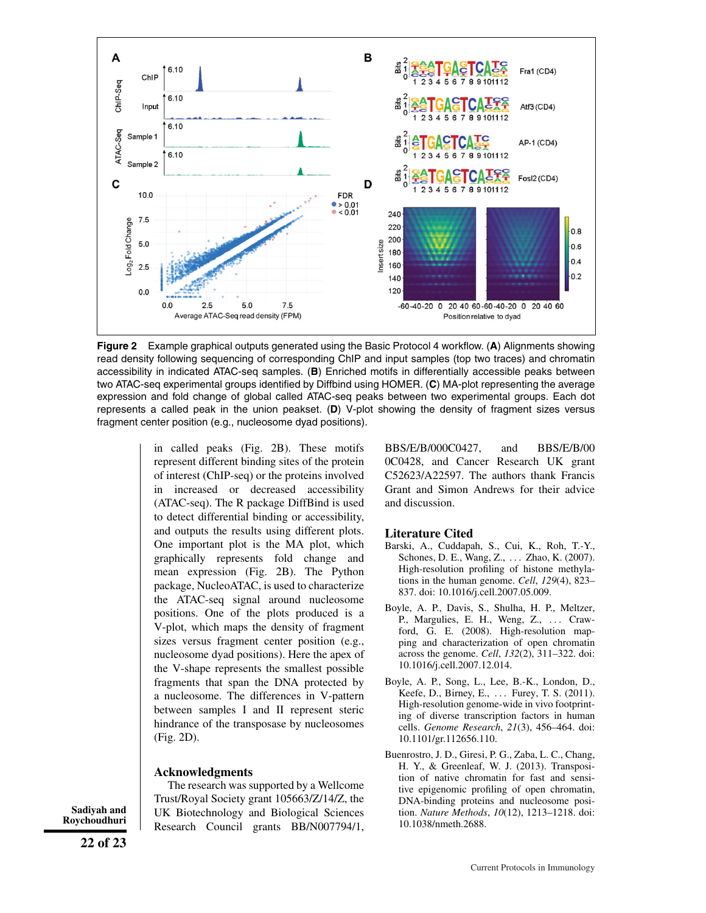**Figure 2** Example graphical outputs generated using the Basic Protocol 4 workflow. (**A**) Alignments showing read density following sequencing of corresponding ChIP and input samples (top two traces) and chromatin accessibility in indicated ATAC-seq samples. (**B**) Enriched motifs in differentially accessible peaks between two ATAC-seq experimental groups identified by Diffbind using HOMER. (**C**) MA-plot representing the average expression and fold change of global called ATAC-seq peaks between two experimental groups. Each dot represents a called peak in the union peakset. (**D**) V-plot showing the density of fragment sizes versus fragment center position (e.g., nucleosome dyad positions).

in called peaks (Fig. 2B). These motifs represent different binding sites of the protein of interest (ChIP-seq) or the proteins involved in increased or decreased accessibility (ATAC-seq). The R package DiffBind is used to detect differential binding or accessibility, and outputs the results using different plots. One important plot is the MA plot, which graphically represents fold change and mean expression (Fig. 2B). The Python package, NucleoATAC, is used to characterize the ATAC-seq signal around nucleosome positions. One of the plots produced is a V-plot, which maps the density of fragment sizes versus fragment center position (e.g., nucleosome dyad positions). Here the apex of the V-shape represents the smallest possible fragments that span the DNA protected by a nucleosome. The differences in V-pattern between samples I and II represent steric hindrance of the transposase by nucleosomes (Fig. 2D).

## Acknowledgments

The research was supported by a Wellcome Trust/Royal Society grant 105663/Z/14/Z, the UK Biotechnology and Biological Sciences Research Council grants BB/N007794/1, BBS/E/B/000C0427, and BBS/E/B/000C0428, and Cancer Research UK grant C52623/A22597. The authors thank Francis Grant and Simon Andrews for their advice and discussion.

## Literature Cited

Barski, A., Cuddapah, S., Cui, K., Roh, T.-Y., Schones, D. E., Wang, Z., … Zhao, K. (2007). High-resolution profiling of histone methylations in the human genome. *Cell*, *129*(4), 823–837. doi: 10.1016/j.cell.2007.05.009.

Boyle, A. P., Davis, S., Shulha, H. P., Meltzer, P., Margulies, E. H., Weng, Z., … Crawford, G. E. (2008). High-resolution mapping and characterization of open chromatin across the genome. *Cell*, *132*(2), 311–322. doi: 10.1016/j.cell.2007.12.014.

Boyle, A. P., Song, L., Lee, B.-K., London, D., Keefe, D., Birney, E., … Furey, T. S. (2011). High-resolution genome-wide in vivo footprinting of diverse transcription factors in human cells. *Genome Research*, *21*(3), 456–464. doi: 10.1101/gr.112656.110.

Buenrostro, J. D., Giresi, P. G., Zaba, L. C., Chang, H. Y., & Greenleaf, W. J. (2013). Transposition of native chromatin for fast and sensitive epigenomic profiling of open chromatin, DNA-binding proteins and nucleosome position. *Nature Methods*, *10*(12), 1213–1218. doi: 10.1038/nmeth.2688.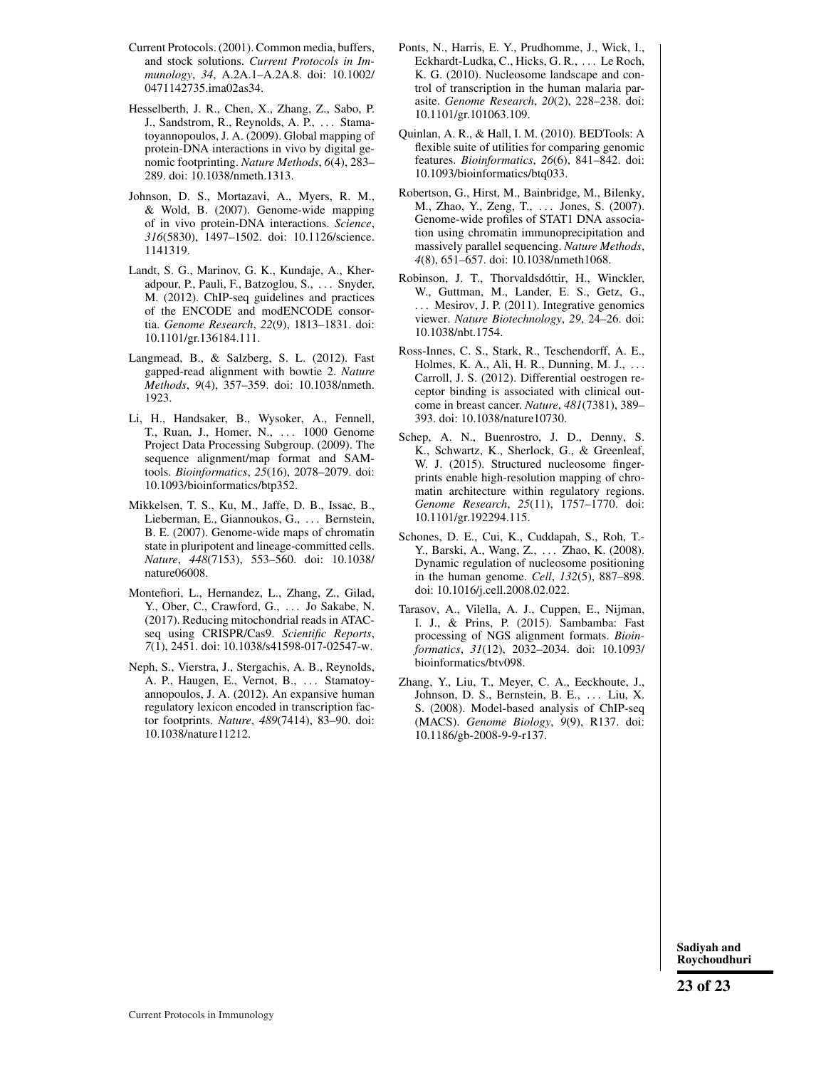Current Protocols. (2001). Common media, buffers, and stock solutions. *Current Protocols in Immunology*, *34*, A.2A.1–A.2A.8. doi: 10.1002/0471142735.ima02as34.

Hesselberth, J. R., Chen, X., Zhang, Z., Sabo, P. J., Sandstrom, R., Reynolds, A. P., ... Stamatoyannopoulos, J. A. (2009). Global mapping of protein-DNA interactions in vivo by digital genomic footprinting. *Nature Methods*, *6*(4), 283–289. doi: 10.1038/nmeth.1313.

Johnson, D. S., Mortazavi, A., Myers, R. M., & Wold, B. (2007). Genome-wide mapping of in vivo protein-DNA interactions. *Science*, *316*(5830), 1497–1502. doi: 10.1126/science.1141319.

Landt, S. G., Marinov, G. K., Kundaje, A., Kheradpour, P., Pauli, F., Batzoglou, S., ... Snyder, M. (2012). ChIP-seq guidelines and practices of the ENCODE and modENCODE consortia. *Genome Research*, *22*(9), 1813–1831. doi: 10.1101/gr.136184.111.

Langmead, B., & Salzberg, S. L. (2012). Fast gapped-read alignment with bowtie 2. *Nature Methods*, *9*(4), 357–359. doi: 10.1038/nmeth.1923.

Li, H., Handsaker, B., Wysoker, A., Fennell, T., Ruan, J., Homer, N., ... 1000 Genome Project Data Processing Subgroup. (2009). The sequence alignment/map format and SAMtools. *Bioinformatics*, *25*(16), 2078–2079. doi: 10.1093/bioinformatics/btp352.

Mikkelsen, T. S., Ku, M., Jaffe, D. B., Issac, B., Lieberman, E., Giannoukos, G., ... Bernstein, B. E. (2007). Genome-wide maps of chromatin state in pluripotent and lineage-committed cells. *Nature*, *448*(7153), 553–560. doi: 10.1038/nature06008.

Montefiori, L., Hernandez, L., Zhang, Z., Gilad, Y., Ober, C., Crawford, G., ... Jo Sakabe, N. (2017). Reducing mitochondrial reads in ATAC-seq using CRISPR/Cas9. *Scientific Reports*, *7*(1), 2451. doi: 10.1038/s41598-017-02547-w.

Neph, S., Vierstra, J., Stergachis, A. B., Reynolds, A. P., Haugen, E., Vernot, B., ... Stamatoyannopoulos, J. A. (2012). An expansive human regulatory lexicon encoded in transcription factor footprints. *Nature*, *489*(7414), 83–90. doi: 10.1038/nature11212.

Ponts, N., Harris, E. Y., Prudhomme, J., Wick, I., Eckhardt-Ludka, C., Hicks, G. R., ... Le Roch, K. G. (2010). Nucleosome landscape and control of transcription in the human malaria parasite. *Genome Research*, *20*(2), 228–238. doi: 10.1101/gr.101063.109.

Quinlan, A. R., & Hall, I. M. (2010). BEDTools: A flexible suite of utilities for comparing genomic features. *Bioinformatics*, *26*(6), 841–842. doi: 10.1093/bioinformatics/btq033.

Robertson, G., Hirst, M., Bainbridge, M., Bilenky, M., Zhao, Y., Zeng, T., ... Jones, S. (2007). Genome-wide profiles of STAT1 DNA association using chromatin immunoprecipitation and massively parallel sequencing. *Nature Methods*, *4*(8), 651–657. doi: 10.1038/nmeth1068.

Robinson, J. T., Thorvaldsdóttir, H., Winckler, W., Guttman, M., Lander, E. S., Getz, G., ... Mesirov, J. P. (2011). Integrative genomics viewer. *Nature Biotechnology*, *29*, 24–26. doi: 10.1038/nbt.1754.

Ross-Innes, C. S., Stark, R., Teschendorff, A. E., Holmes, K. A., Ali, H. R., Dunning, M. J., ... Carroll, J. S. (2012). Differential oestrogen receptor binding is associated with clinical outcome in breast cancer. *Nature*, *481*(7381), 389–393. doi: 10.1038/nature10730.

Schep, A. N., Buenrostro, J. D., Denny, S. K., Schwartz, K., Sherlock, G., & Greenleaf, W. J. (2015). Structured nucleosome fingerprints enable high-resolution mapping of chromatin architecture within regulatory regions. *Genome Research*, *25*(11), 1757–1770. doi: 10.1101/gr.192294.115.

Schones, D. E., Cui, K., Cuddapah, S., Roh, T.-Y., Barski, A., Wang, Z., ... Zhao, K. (2008). Dynamic regulation of nucleosome positioning in the human genome. *Cell*, *132*(5), 887–898. doi: 10.1016/j.cell.2008.02.022.

Tarasov, A., Vilella, A. J., Cuppen, E., Nijman, I. J., & Prins, P. (2015). Sambamba: Fast processing of NGS alignment formats. *Bioinformatics*, *31*(12), 2032–2034. doi: 10.1093/bioinformatics/btv098.

Zhang, Y., Liu, T., Meyer, C. A., Eeckhoute, J., Johnson, D. S., Bernstein, B. E., ... Liu, X. S. (2008). Model-based analysis of ChIP-seq (MACS). *Genome Biology*, *9*(9), R137. doi: 10.1186/gb-2008-9-9-r137.